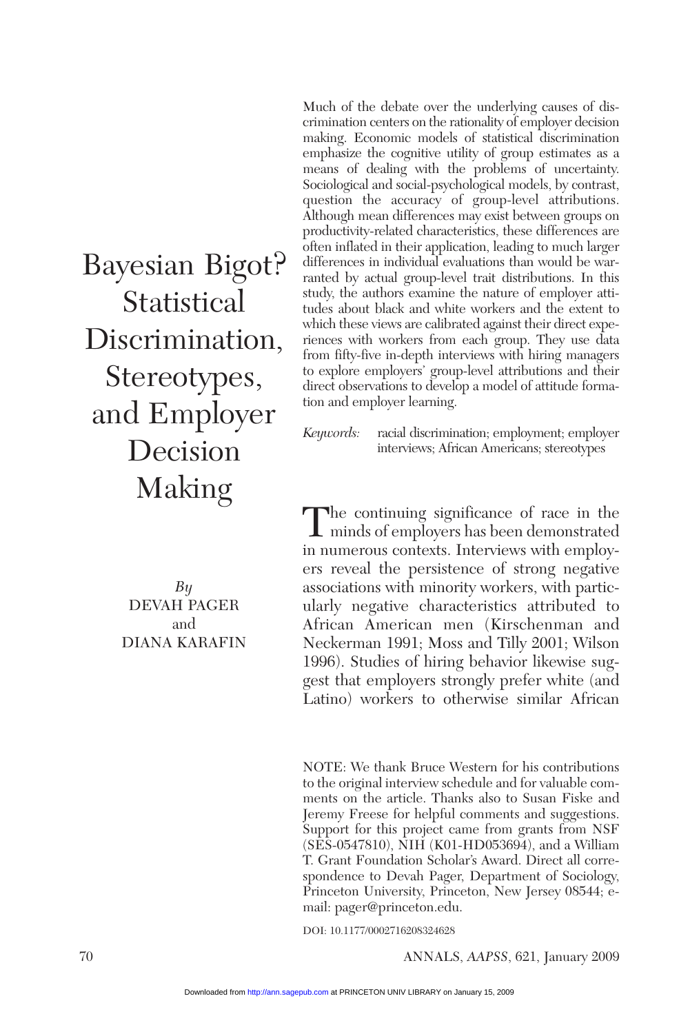# Bayesian Bigot? Statistical Discrimination, Stereotypes, and Employer Decision Making

*By*
DEVAH PAGER
and
DIANA KARAFIN

Much of the debate over the underlying causes of discrimination centers on the rationality of employer decision making. Economic models of statistical discrimination emphasize the cognitive utility of group estimates as a means of dealing with the problems of uncertainty. Sociological and social-psychological models, by contrast, question the accuracy of group-level attributions. Although mean differences may exist between groups on productivity-related characteristics, these differences are often inflated in their application, leading to much larger differences in individual evaluations than would be warranted by actual group-level trait distributions. In this study, the authors examine the nature of employer attitudes about black and white workers and the extent to which these views are calibrated against their direct experiences with workers from each group. They use data from fifty-five in-depth interviews with hiring managers to explore employers' group-level attributions and their direct observations to develop a model of attitude formation and employer learning.

*Keywords:* racial discrimination; employment; employer interviews; African Americans; stereotypes

The continuing significance of race in the minds of employers has been demonstrated in numerous contexts. Interviews with employers reveal the persistence of strong negative associations with minority workers, with particularly negative characteristics attributed to African American men (Kirschenman and Neckerman 1991; Moss and Tilly 2001; Wilson 1996). Studies of hiring behavior likewise suggest that employers strongly prefer white (and Latino) workers to otherwise similar African

NOTE: We thank Bruce Western for his contributions to the original interview schedule and for valuable comments on the article. Thanks also to Susan Fiske and Jeremy Freese for helpful comments and suggestions. Support for this project came from grants from NSF (SES-0547810), NIH (K01-HD053694), and a William T. Grant Foundation Scholar's Award. Direct all correspondence to Devah Pager, Department of Sociology, Princeton University, Princeton, New Jersey 08544; e-mail: pager@princeton.edu.

DOI: 10.1177/0002716208324628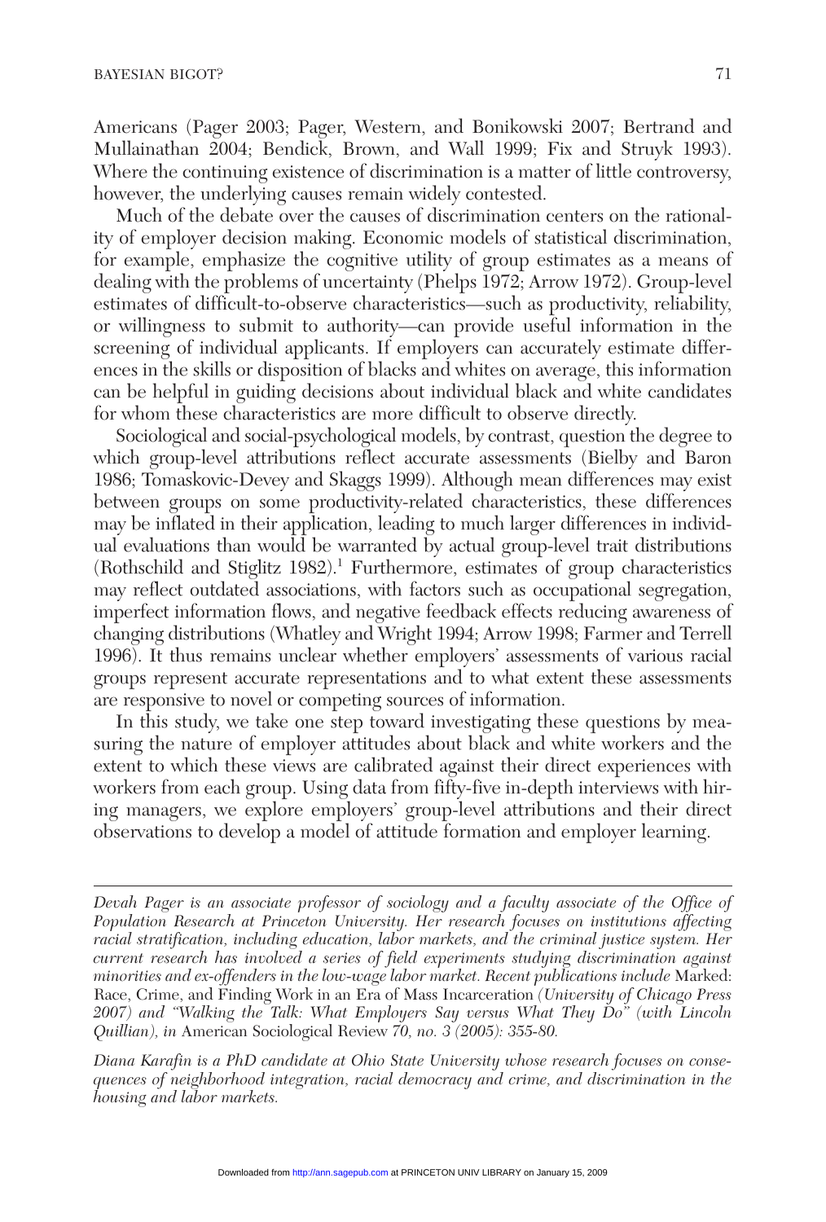Americans (Pager 2003; Pager, Western, and Bonikowski 2007; Bertrand and Mullainathan 2004; Bendick, Brown, and Wall 1999; Fix and Struyk 1993). Where the continuing existence of discrimination is a matter of little controversy, however, the underlying causes remain widely contested.

Much of the debate over the causes of discrimination centers on the rationality of employer decision making. Economic models of statistical discrimination, for example, emphasize the cognitive utility of group estimates as a means of dealing with the problems of uncertainty (Phelps 1972; Arrow 1972). Group-level estimates of difficult-to-observe characteristics—such as productivity, reliability, or willingness to submit to authority—can provide useful information in the screening of individual applicants. If employers can accurately estimate differences in the skills or disposition of blacks and whites on average, this information can be helpful in guiding decisions about individual black and white candidates for whom these characteristics are more difficult to observe directly.

Sociological and social-psychological models, by contrast, question the degree to which group-level attributions reflect accurate assessments (Bielby and Baron 1986; Tomaskovic-Devey and Skaggs 1999). Although mean differences may exist between groups on some productivity-related characteristics, these differences may be inflated in their application, leading to much larger differences in individual evaluations than would be warranted by actual group-level trait distributions (Rothschild and Stiglitz 1982).[1] Furthermore, estimates of group characteristics may reflect outdated associations, with factors such as occupational segregation, imperfect information flows, and negative feedback effects reducing awareness of changing distributions (Whatley and Wright 1994; Arrow 1998; Farmer and Terrell 1996). It thus remains unclear whether employers' assessments of various racial groups represent accurate representations and to what extent these assessments are responsive to novel or competing sources of information.

In this study, we take one step toward investigating these questions by measuring the nature of employer attitudes about black and white workers and the extent to which these views are calibrated against their direct experiences with workers from each group. Using data from fifty-five in-depth interviews with hiring managers, we explore employers' group-level attributions and their direct observations to develop a model of attitude formation and employer learning.

---

*Devah Pager is an associate professor of sociology and a faculty associate of the Office of Population Research at Princeton University. Her research focuses on institutions affecting racial stratification, including education, labor markets, and the criminal justice system. Her current research has involved a series of field experiments studying discrimination against minorities and ex-offenders in the low-wage labor market. Recent publications include* Marked: Race, Crime, and Finding Work in an Era of Mass Incarceration *(University of Chicago Press 2007) and "Walking the Talk: What Employers Say versus What They Do" (with Lincoln Quillian), in* American Sociological Review *70, no. 3 (2005): 355-80.*

*Diana Karafin is a PhD candidate at Ohio State University whose research focuses on consequences of neighborhood integration, racial democracy and crime, and discrimination in the housing and labor markets.*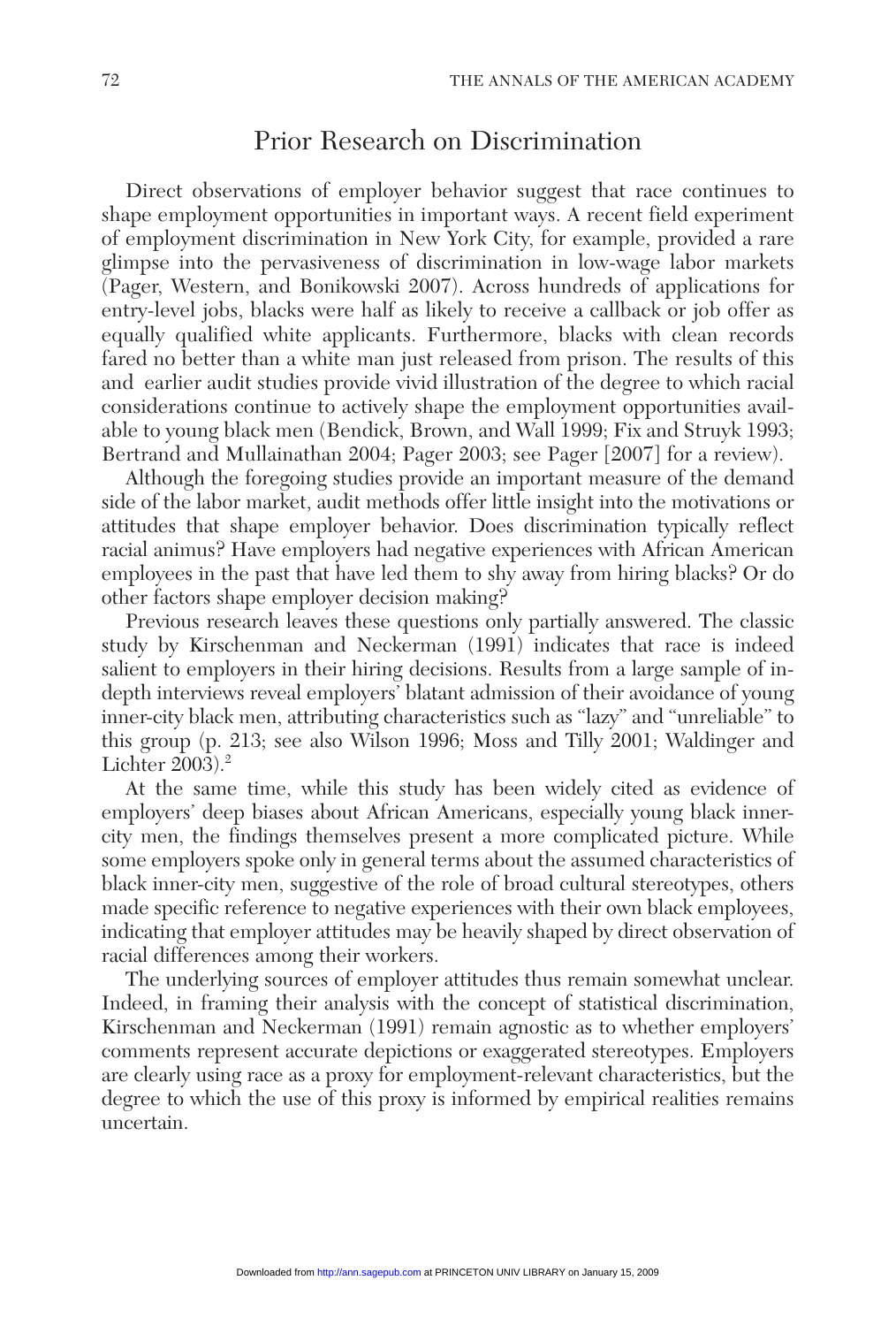## Prior Research on Discrimination

Direct observations of employer behavior suggest that race continues to shape employment opportunities in important ways. A recent field experiment of employment discrimination in New York City, for example, provided a rare glimpse into the pervasiveness of discrimination in low-wage labor markets (Pager, Western, and Bonikowski 2007). Across hundreds of applications for entry-level jobs, blacks were half as likely to receive a callback or job offer as equally qualified white applicants. Furthermore, blacks with clean records fared no better than a white man just released from prison. The results of this and earlier audit studies provide vivid illustration of the degree to which racial considerations continue to actively shape the employment opportunities available to young black men (Bendick, Brown, and Wall 1999; Fix and Struyk 1993; Bertrand and Mullainathan 2004; Pager 2003; see Pager [2007] for a review).

Although the foregoing studies provide an important measure of the demand side of the labor market, audit methods offer little insight into the motivations or attitudes that shape employer behavior. Does discrimination typically reflect racial animus? Have employers had negative experiences with African American employees in the past that have led them to shy away from hiring blacks? Or do other factors shape employer decision making?

Previous research leaves these questions only partially answered. The classic study by Kirschenman and Neckerman (1991) indicates that race is indeed salient to employers in their hiring decisions. Results from a large sample of in-depth interviews reveal employers' blatant admission of their avoidance of young inner-city black men, attributing characteristics such as "lazy" and "unreliable" to this group (p. 213; see also Wilson 1996; Moss and Tilly 2001; Waldinger and Lichter 2003).[2]

At the same time, while this study has been widely cited as evidence of employers' deep biases about African Americans, especially young black inner-city men, the findings themselves present a more complicated picture. While some employers spoke only in general terms about the assumed characteristics of black inner-city men, suggestive of the role of broad cultural stereotypes, others made specific reference to negative experiences with their own black employees, indicating that employer attitudes may be heavily shaped by direct observation of racial differences among their workers.

The underlying sources of employer attitudes thus remain somewhat unclear. Indeed, in framing their analysis with the concept of statistical discrimination, Kirschenman and Neckerman (1991) remain agnostic as to whether employers' comments represent accurate depictions or exaggerated stereotypes. Employers are clearly using race as a proxy for employment-relevant characteristics, but the degree to which the use of this proxy is informed by empirical realities remains uncertain.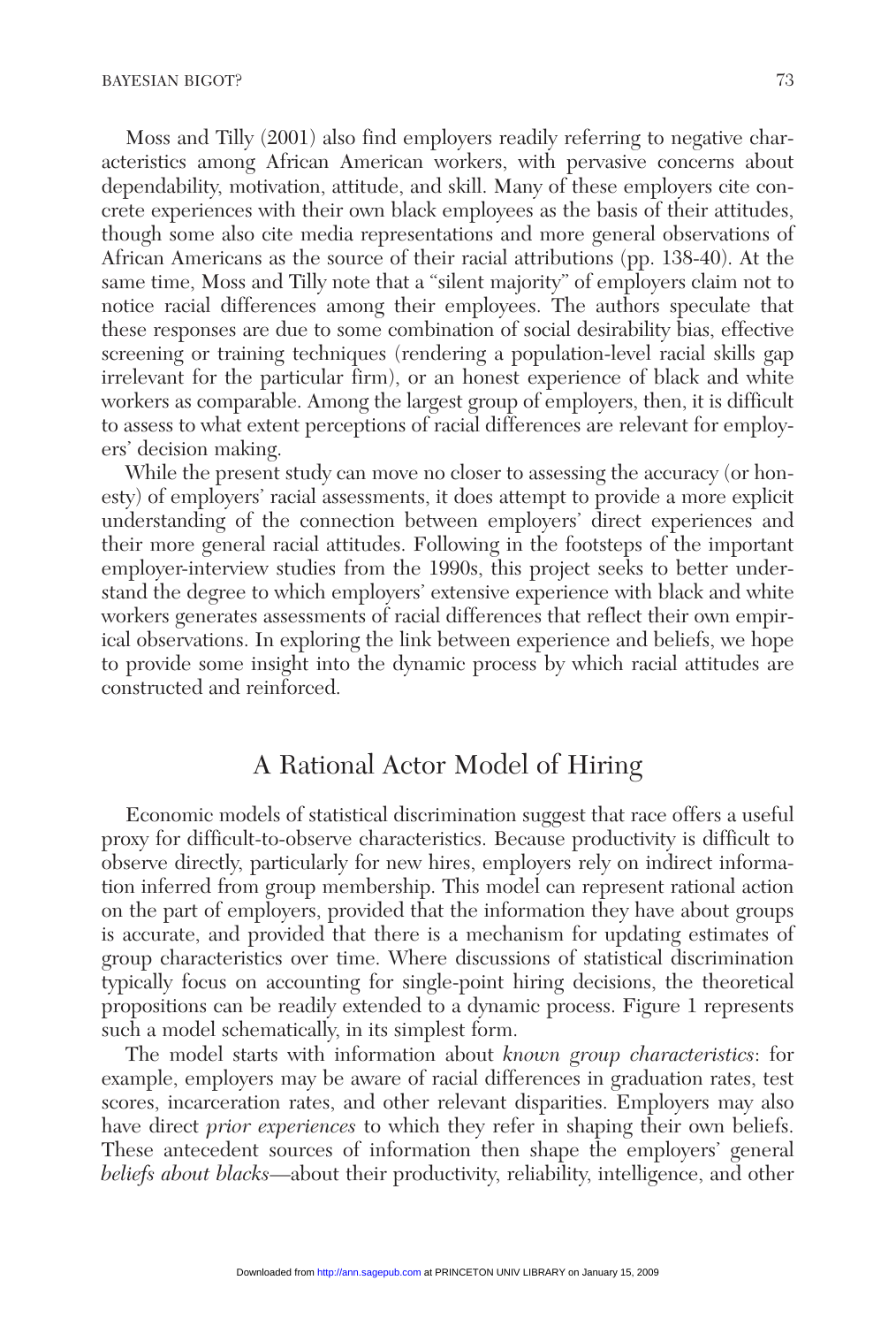Moss and Tilly (2001) also find employers readily referring to negative characteristics among African American workers, with pervasive concerns about dependability, motivation, attitude, and skill. Many of these employers cite concrete experiences with their own black employees as the basis of their attitudes, though some also cite media representations and more general observations of African Americans as the source of their racial attributions (pp. 138-40). At the same time, Moss and Tilly note that a "silent majority" of employers claim not to notice racial differences among their employees. The authors speculate that these responses are due to some combination of social desirability bias, effective screening or training techniques (rendering a population-level racial skills gap irrelevant for the particular firm), or an honest experience of black and white workers as comparable. Among the largest group of employers, then, it is difficult to assess to what extent perceptions of racial differences are relevant for employers' decision making.

While the present study can move no closer to assessing the accuracy (or honesty) of employers' racial assessments, it does attempt to provide a more explicit understanding of the connection between employers' direct experiences and their more general racial attitudes. Following in the footsteps of the important employer-interview studies from the 1990s, this project seeks to better understand the degree to which employers' extensive experience with black and white workers generates assessments of racial differences that reflect their own empirical observations. In exploring the link between experience and beliefs, we hope to provide some insight into the dynamic process by which racial attitudes are constructed and reinforced.

## A Rational Actor Model of Hiring

Economic models of statistical discrimination suggest that race offers a useful proxy for difficult-to-observe characteristics. Because productivity is difficult to observe directly, particularly for new hires, employers rely on indirect information inferred from group membership. This model can represent rational action on the part of employers, provided that the information they have about groups is accurate, and provided that there is a mechanism for updating estimates of group characteristics over time. Where discussions of statistical discrimination typically focus on accounting for single-point hiring decisions, the theoretical propositions can be readily extended to a dynamic process. Figure 1 represents such a model schematically, in its simplest form.

The model starts with information about *known group characteristics*: for example, employers may be aware of racial differences in graduation rates, test scores, incarceration rates, and other relevant disparities. Employers may also have direct *prior experiences* to which they refer in shaping their own beliefs. These antecedent sources of information then shape the employers' general *beliefs about blacks*—about their productivity, reliability, intelligence, and other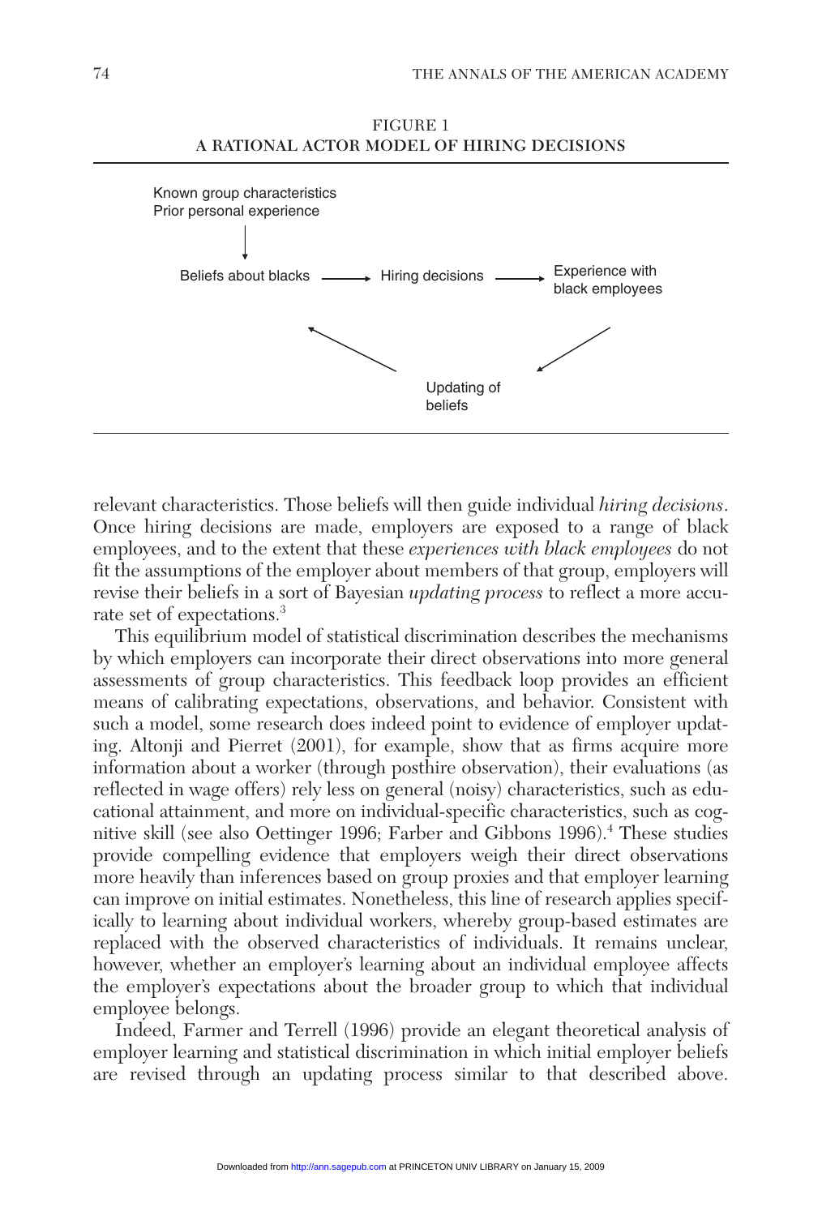FIGURE 1
**A RATIONAL ACTOR MODEL OF HIRING DECISIONS**

Known group characteristics
Prior personal experience

Beliefs about blacks → Hiring decisions → Experience with black employees

Updating of beliefs

relevant characteristics. Those beliefs will then guide individual *hiring decisions*. Once hiring decisions are made, employers are exposed to a range of black employees, and to the extent that these *experiences with black employees* do not fit the assumptions of the employer about members of that group, employers will revise their beliefs in a sort of Bayesian *updating process* to reflect a more accurate set of expectations.[3]

This equilibrium model of statistical discrimination describes the mechanisms by which employers can incorporate their direct observations into more general assessments of group characteristics. This feedback loop provides an efficient means of calibrating expectations, observations, and behavior. Consistent with such a model, some research does indeed point to evidence of employer updating. Altonji and Pierret (2001), for example, show that as firms acquire more information about a worker (through posthire observation), their evaluations (as reflected in wage offers) rely less on general (noisy) characteristics, such as educational attainment, and more on individual-specific characteristics, such as cognitive skill (see also Oettinger 1996; Farber and Gibbons 1996).[4] These studies provide compelling evidence that employers weigh their direct observations more heavily than inferences based on group proxies and that employer learning can improve on initial estimates. Nonetheless, this line of research applies specifically to learning about individual workers, whereby group-based estimates are replaced with the observed characteristics of individuals. It remains unclear, however, whether an employer's learning about an individual employee affects the employer's expectations about the broader group to which that individual employee belongs.

Indeed, Farmer and Terrell (1996) provide an elegant theoretical analysis of employer learning and statistical discrimination in which initial employer beliefs are revised through an updating process similar to that described above.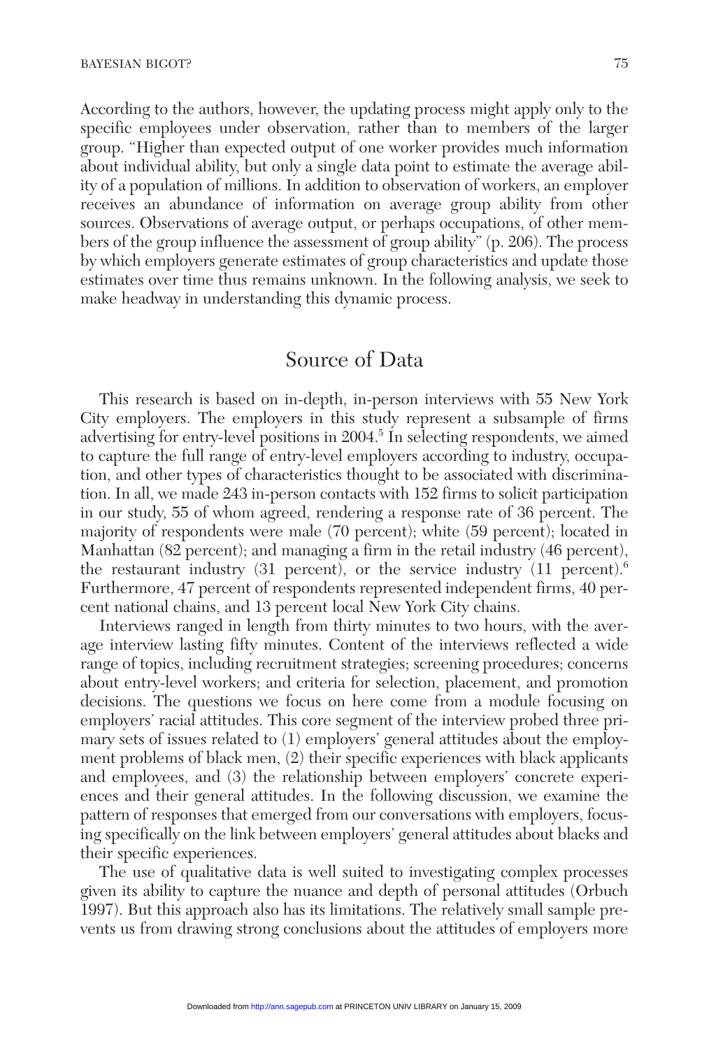According to the authors, however, the updating process might apply only to the specific employees under observation, rather than to members of the larger group. "Higher than expected output of one worker provides much information about individual ability, but only a single data point to estimate the average ability of a population of millions. In addition to observation of workers, an employer receives an abundance of information on average group ability from other sources. Observations of average output, or perhaps occupations, of other members of the group influence the assessment of group ability" (p. 206). The process by which employers generate estimates of group characteristics and update those estimates over time thus remains unknown. In the following analysis, we seek to make headway in understanding this dynamic process.

## Source of Data

This research is based on in-depth, in-person interviews with 55 New York City employers. The employers in this study represent a subsample of firms advertising for entry-level positions in 2004.[5] In selecting respondents, we aimed to capture the full range of entry-level employers according to industry, occupation, and other types of characteristics thought to be associated with discrimination. In all, we made 243 in-person contacts with 152 firms to solicit participation in our study, 55 of whom agreed, rendering a response rate of 36 percent. The majority of respondents were male (70 percent); white (59 percent); located in Manhattan (82 percent); and managing a firm in the retail industry (46 percent), the restaurant industry (31 percent), or the service industry (11 percent).[6] Furthermore, 47 percent of respondents represented independent firms, 40 percent national chains, and 13 percent local New York City chains.

Interviews ranged in length from thirty minutes to two hours, with the average interview lasting fifty minutes. Content of the interviews reflected a wide range of topics, including recruitment strategies; screening procedures; concerns about entry-level workers; and criteria for selection, placement, and promotion decisions. The questions we focus on here come from a module focusing on employers' racial attitudes. This core segment of the interview probed three primary sets of issues related to (1) employers' general attitudes about the employment problems of black men, (2) their specific experiences with black applicants and employees, and (3) the relationship between employers' concrete experiences and their general attitudes. In the following discussion, we examine the pattern of responses that emerged from our conversations with employers, focusing specifically on the link between employers' general attitudes about blacks and their specific experiences.

The use of qualitative data is well suited to investigating complex processes given its ability to capture the nuance and depth of personal attitudes (Orbuch 1997). But this approach also has its limitations. The relatively small sample prevents us from drawing strong conclusions about the attitudes of employers more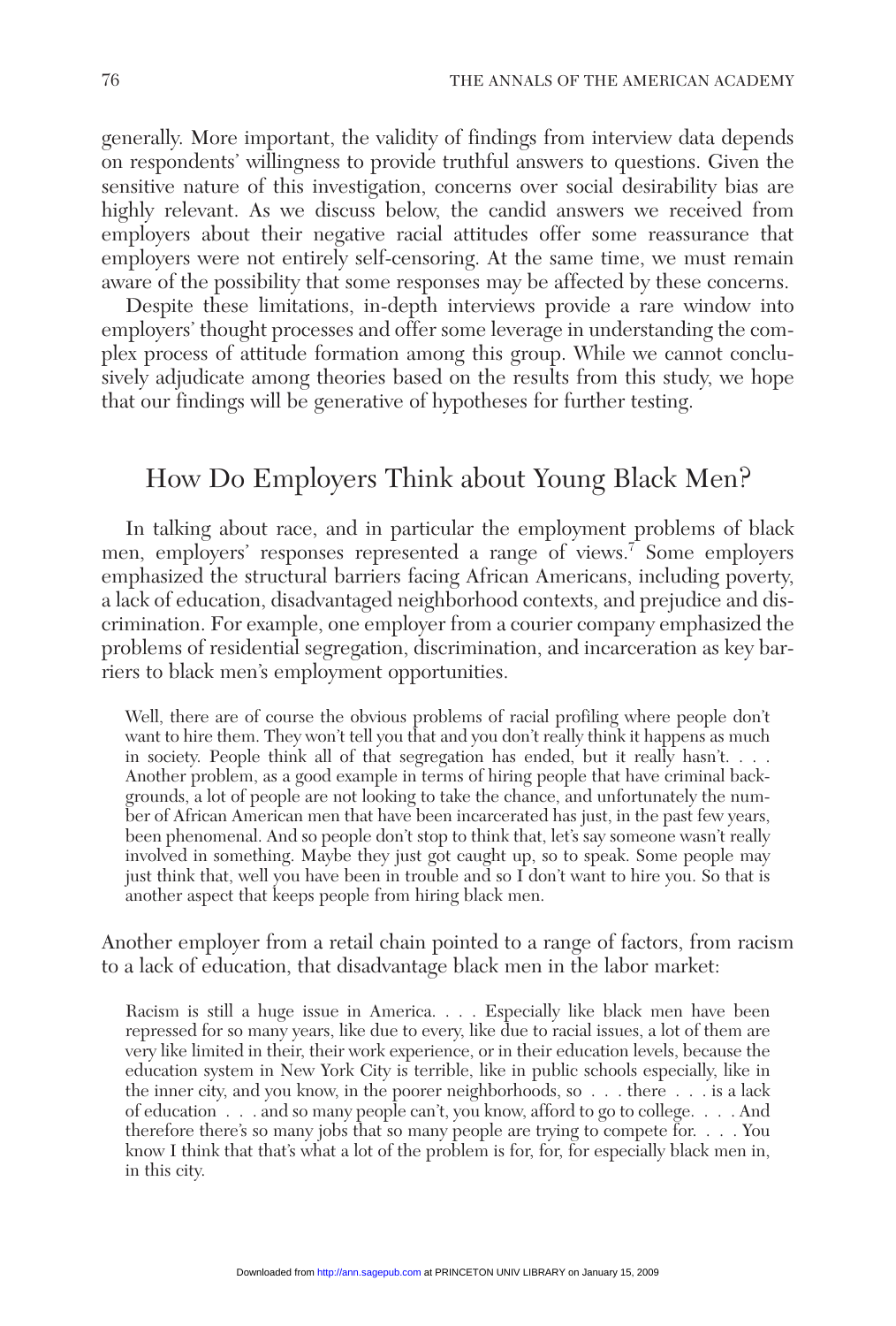generally. More important, the validity of findings from interview data depends on respondents' willingness to provide truthful answers to questions. Given the sensitive nature of this investigation, concerns over social desirability bias are highly relevant. As we discuss below, the candid answers we received from employers about their negative racial attitudes offer some reassurance that employers were not entirely self-censoring. At the same time, we must remain aware of the possibility that some responses may be affected by these concerns.

Despite these limitations, in-depth interviews provide a rare window into employers' thought processes and offer some leverage in understanding the complex process of attitude formation among this group. While we cannot conclusively adjudicate among theories based on the results from this study, we hope that our findings will be generative of hypotheses for further testing.

## How Do Employers Think about Young Black Men?

In talking about race, and in particular the employment problems of black men, employers' responses represented a range of views.[7] Some employers emphasized the structural barriers facing African Americans, including poverty, a lack of education, disadvantaged neighborhood contexts, and prejudice and discrimination. For example, one employer from a courier company emphasized the problems of residential segregation, discrimination, and incarceration as key barriers to black men's employment opportunities.

> Well, there are of course the obvious problems of racial profiling where people don't want to hire them. They won't tell you that and you don't really think it happens as much in society. People think all of that segregation has ended, but it really hasn't. . . . Another problem, as a good example in terms of hiring people that have criminal backgrounds, a lot of people are not looking to take the chance, and unfortunately the number of African American men that have been incarcerated has just, in the past few years, been phenomenal. And so people don't stop to think that, let's say someone wasn't really involved in something. Maybe they just got caught up, so to speak. Some people may just think that, well you have been in trouble and so I don't want to hire you. So that is another aspect that keeps people from hiring black men.

Another employer from a retail chain pointed to a range of factors, from racism to a lack of education, that disadvantage black men in the labor market:

> Racism is still a huge issue in America. . . . Especially like black men have been repressed for so many years, like due to every, like due to racial issues, a lot of them are very like limited in their, their work experience, or in their education levels, because the education system in New York City is terrible, like in public schools especially, like in the inner city, and you know, in the poorer neighborhoods, so . . . there . . . is a lack of education . . . and so many people can't, you know, afford to go to college. . . . And therefore there's so many jobs that so many people are trying to compete for. . . . You know I think that that's what a lot of the problem is for, for, for especially black men in, in this city.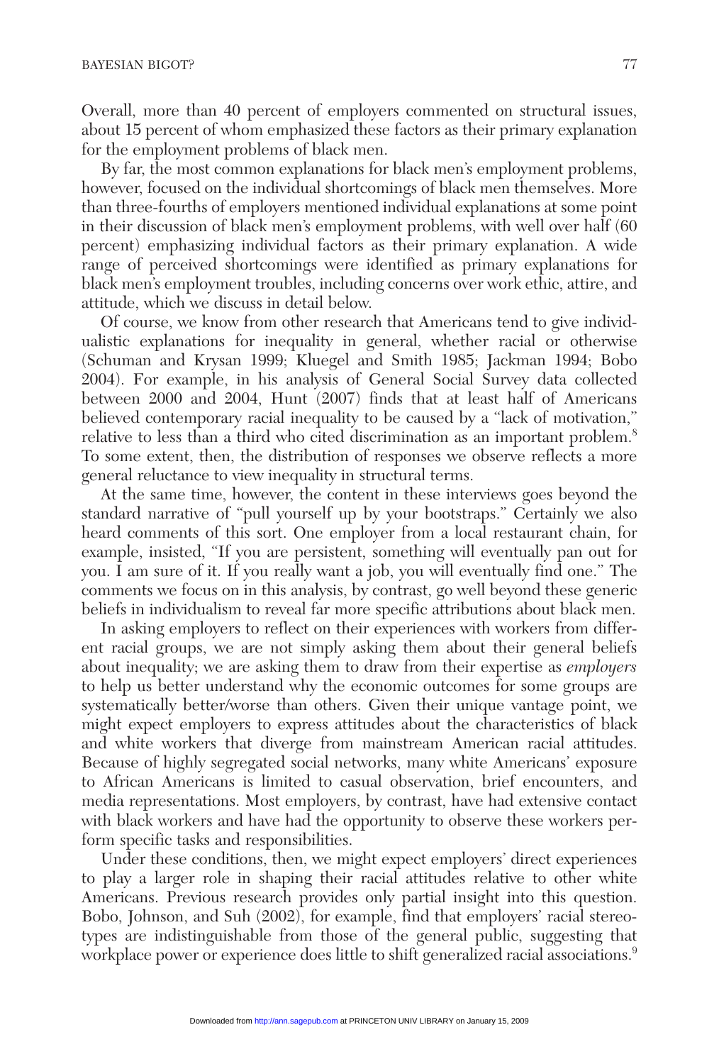Overall, more than 40 percent of employers commented on structural issues, about 15 percent of whom emphasized these factors as their primary explanation for the employment problems of black men.

By far, the most common explanations for black men's employment problems, however, focused on the individual shortcomings of black men themselves. More than three-fourths of employers mentioned individual explanations at some point in their discussion of black men's employment problems, with well over half (60 percent) emphasizing individual factors as their primary explanation. A wide range of perceived shortcomings were identified as primary explanations for black men's employment troubles, including concerns over work ethic, attire, and attitude, which we discuss in detail below.

Of course, we know from other research that Americans tend to give individualistic explanations for inequality in general, whether racial or otherwise (Schuman and Krysan 1999; Kluegel and Smith 1985; Jackman 1994; Bobo 2004). For example, in his analysis of General Social Survey data collected between 2000 and 2004, Hunt (2007) finds that at least half of Americans believed contemporary racial inequality to be caused by a "lack of motivation," relative to less than a third who cited discrimination as an important problem.[8] To some extent, then, the distribution of responses we observe reflects a more general reluctance to view inequality in structural terms.

At the same time, however, the content in these interviews goes beyond the standard narrative of "pull yourself up by your bootstraps." Certainly we also heard comments of this sort. One employer from a local restaurant chain, for example, insisted, "If you are persistent, something will eventually pan out for you. I am sure of it. If you really want a job, you will eventually find one." The comments we focus on in this analysis, by contrast, go well beyond these generic beliefs in individualism to reveal far more specific attributions about black men.

In asking employers to reflect on their experiences with workers from different racial groups, we are not simply asking them about their general beliefs about inequality; we are asking them to draw from their expertise as *employers* to help us better understand why the economic outcomes for some groups are systematically better/worse than others. Given their unique vantage point, we might expect employers to express attitudes about the characteristics of black and white workers that diverge from mainstream American racial attitudes. Because of highly segregated social networks, many white Americans' exposure to African Americans is limited to casual observation, brief encounters, and media representations. Most employers, by contrast, have had extensive contact with black workers and have had the opportunity to observe these workers perform specific tasks and responsibilities.

Under these conditions, then, we might expect employers' direct experiences to play a larger role in shaping their racial attitudes relative to other white Americans. Previous research provides only partial insight into this question. Bobo, Johnson, and Suh (2002), for example, find that employers' racial stereotypes are indistinguishable from those of the general public, suggesting that workplace power or experience does little to shift generalized racial associations.[9]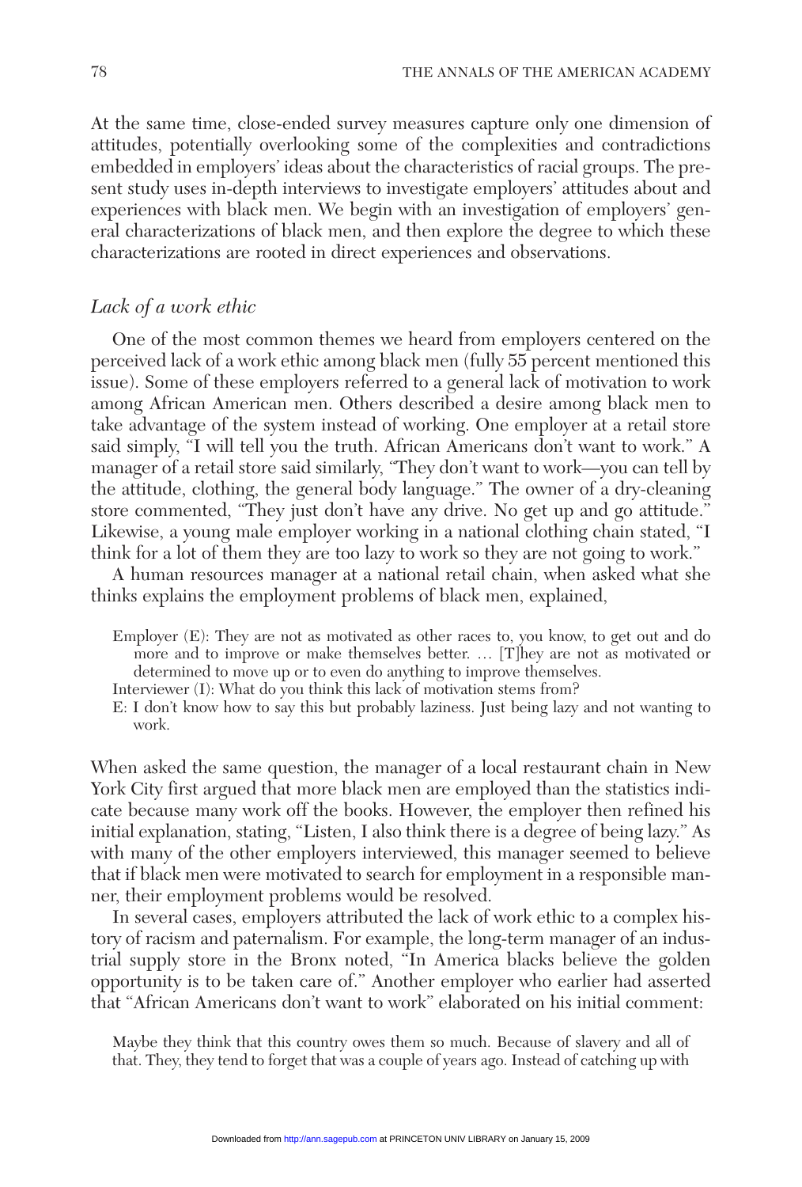At the same time, close-ended survey measures capture only one dimension of attitudes, potentially overlooking some of the complexities and contradictions embedded in employers' ideas about the characteristics of racial groups. The present study uses in-depth interviews to investigate employers' attitudes about and experiences with black men. We begin with an investigation of employers' general characterizations of black men, and then explore the degree to which these characterizations are rooted in direct experiences and observations.

### *Lack of a work ethic*

One of the most common themes we heard from employers centered on the perceived lack of a work ethic among black men (fully 55 percent mentioned this issue). Some of these employers referred to a general lack of motivation to work among African American men. Others described a desire among black men to take advantage of the system instead of working. One employer at a retail store said simply, "I will tell you the truth. African Americans don't want to work." A manager of a retail store said similarly, "They don't want to work—you can tell by the attitude, clothing, the general body language." The owner of a dry-cleaning store commented, "They just don't have any drive. No get up and go attitude." Likewise, a young male employer working in a national clothing chain stated, "I think for a lot of them they are too lazy to work so they are not going to work."

A human resources manager at a national retail chain, when asked what she thinks explains the employment problems of black men, explained,

> Employer (E): They are not as motivated as other races to, you know, to get out and do more and to improve or make themselves better. … [T]hey are not as motivated or determined to move up or to even do anything to improve themselves.
>
> Interviewer (I): What do you think this lack of motivation stems from?
>
> E: I don't know how to say this but probably laziness. Just being lazy and not wanting to work.

When asked the same question, the manager of a local restaurant chain in New York City first argued that more black men are employed than the statistics indicate because many work off the books. However, the employer then refined his initial explanation, stating, "Listen, I also think there is a degree of being lazy." As with many of the other employers interviewed, this manager seemed to believe that if black men were motivated to search for employment in a responsible manner, their employment problems would be resolved.

In several cases, employers attributed the lack of work ethic to a complex history of racism and paternalism. For example, the long-term manager of an industrial supply store in the Bronx noted, "In America blacks believe the golden opportunity is to be taken care of." Another employer who earlier had asserted that "African Americans don't want to work" elaborated on his initial comment:

> Maybe they think that this country owes them so much. Because of slavery and all of that. They, they tend to forget that was a couple of years ago. Instead of catching up with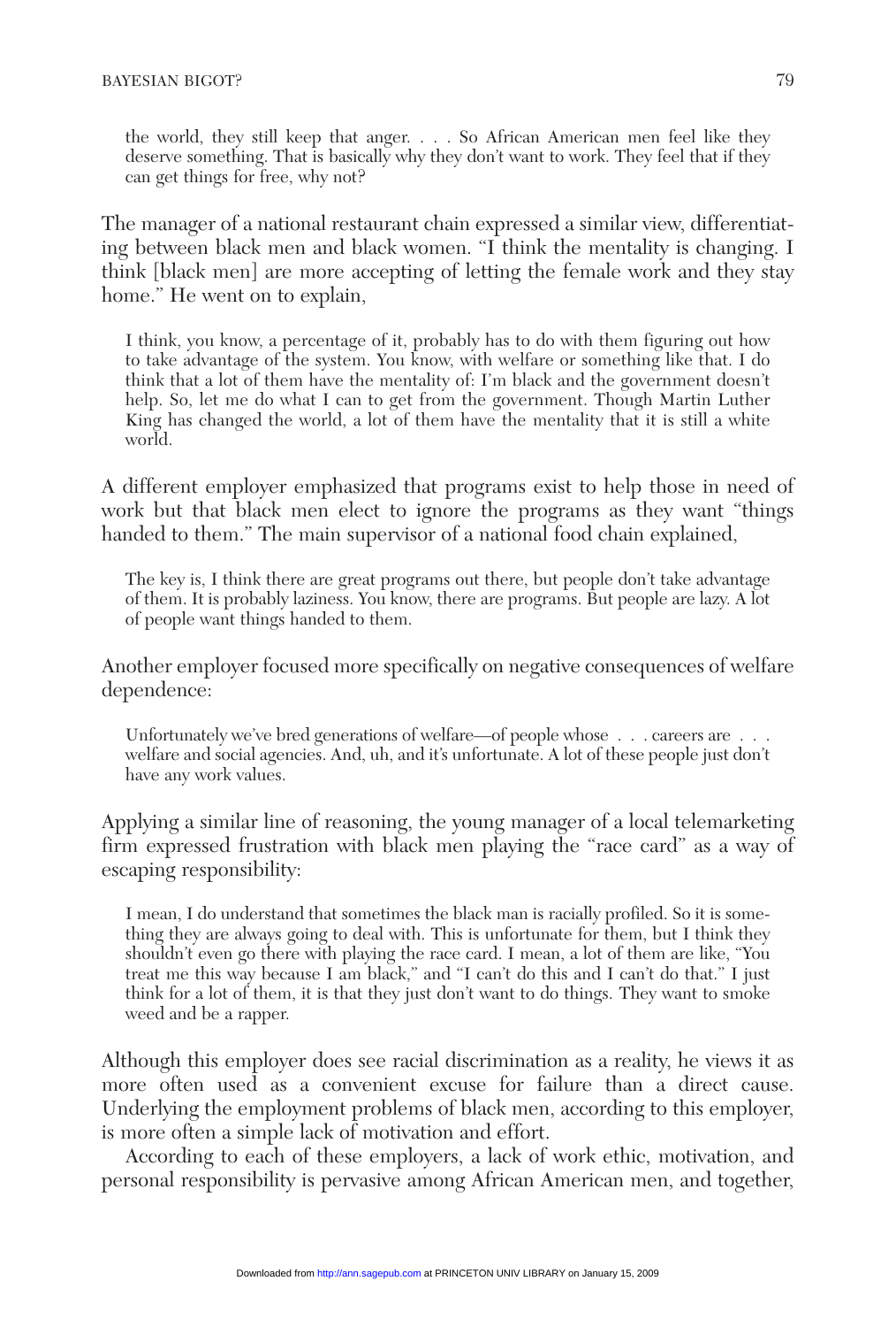> the world, they still keep that anger. . . . So African American men feel like they deserve something. That is basically why they don't want to work. They feel that if they can get things for free, why not?

The manager of a national restaurant chain expressed a similar view, differentiating between black men and black women. "I think the mentality is changing. I think [black men] are more accepting of letting the female work and they stay home." He went on to explain,

> I think, you know, a percentage of it, probably has to do with them figuring out how to take advantage of the system. You know, with welfare or something like that. I do think that a lot of them have the mentality of: I'm black and the government doesn't help. So, let me do what I can to get from the government. Though Martin Luther King has changed the world, a lot of them have the mentality that it is still a white world.

A different employer emphasized that programs exist to help those in need of work but that black men elect to ignore the programs as they want "things handed to them." The main supervisor of a national food chain explained,

> The key is, I think there are great programs out there, but people don't take advantage of them. It is probably laziness. You know, there are programs. But people are lazy. A lot of people want things handed to them.

Another employer focused more specifically on negative consequences of welfare dependence:

> Unfortunately we've bred generations of welfare—of people whose . . . careers are . . . welfare and social agencies. And, uh, and it's unfortunate. A lot of these people just don't have any work values.

Applying a similar line of reasoning, the young manager of a local telemarketing firm expressed frustration with black men playing the "race card" as a way of escaping responsibility:

> I mean, I do understand that sometimes the black man is racially profiled. So it is something they are always going to deal with. This is unfortunate for them, but I think they shouldn't even go there with playing the race card. I mean, a lot of them are like, "You treat me this way because I am black," and "I can't do this and I can't do that." I just think for a lot of them, it is that they just don't want to do things. They want to smoke weed and be a rapper.

Although this employer does see racial discrimination as a reality, he views it as more often used as a convenient excuse for failure than a direct cause. Underlying the employment problems of black men, according to this employer, is more often a simple lack of motivation and effort.

According to each of these employers, a lack of work ethic, motivation, and personal responsibility is pervasive among African American men, and together,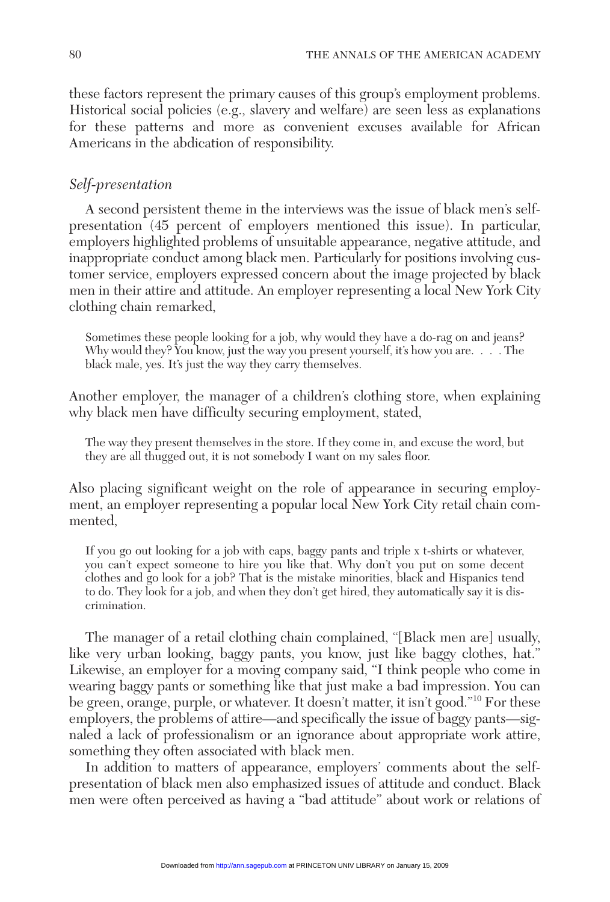these factors represent the primary causes of this group's employment problems. Historical social policies (e.g., slavery and welfare) are seen less as explanations for these patterns and more as convenient excuses available for African Americans in the abdication of responsibility.

### *Self-presentation*

A second persistent theme in the interviews was the issue of black men's self-presentation (45 percent of employers mentioned this issue). In particular, employers highlighted problems of unsuitable appearance, negative attitude, and inappropriate conduct among black men. Particularly for positions involving customer service, employers expressed concern about the image projected by black men in their attire and attitude. An employer representing a local New York City clothing chain remarked,

> Sometimes these people looking for a job, why would they have a do-rag on and jeans? Why would they? You know, just the way you present yourself, it's how you are. . . . The black male, yes. It's just the way they carry themselves.

Another employer, the manager of a children's clothing store, when explaining why black men have difficulty securing employment, stated,

> The way they present themselves in the store. If they come in, and excuse the word, but they are all thugged out, it is not somebody I want on my sales floor.

Also placing significant weight on the role of appearance in securing employment, an employer representing a popular local New York City retail chain commented,

> If you go out looking for a job with caps, baggy pants and triple x t-shirts or whatever, you can't expect someone to hire you like that. Why don't you put on some decent clothes and go look for a job? That is the mistake minorities, black and Hispanics tend to do. They look for a job, and when they don't get hired, they automatically say it is discrimination.

The manager of a retail clothing chain complained, "[Black men are] usually, like very urban looking, baggy pants, you know, just like baggy clothes, hat." Likewise, an employer for a moving company said, "I think people who come in wearing baggy pants or something like that just make a bad impression. You can be green, orange, purple, or whatever. It doesn't matter, it isn't good."[10] For these employers, the problems of attire—and specifically the issue of baggy pants—signaled a lack of professionalism or an ignorance about appropriate work attire, something they often associated with black men.

In addition to matters of appearance, employers' comments about the self-presentation of black men also emphasized issues of attitude and conduct. Black men were often perceived as having a "bad attitude" about work or relations of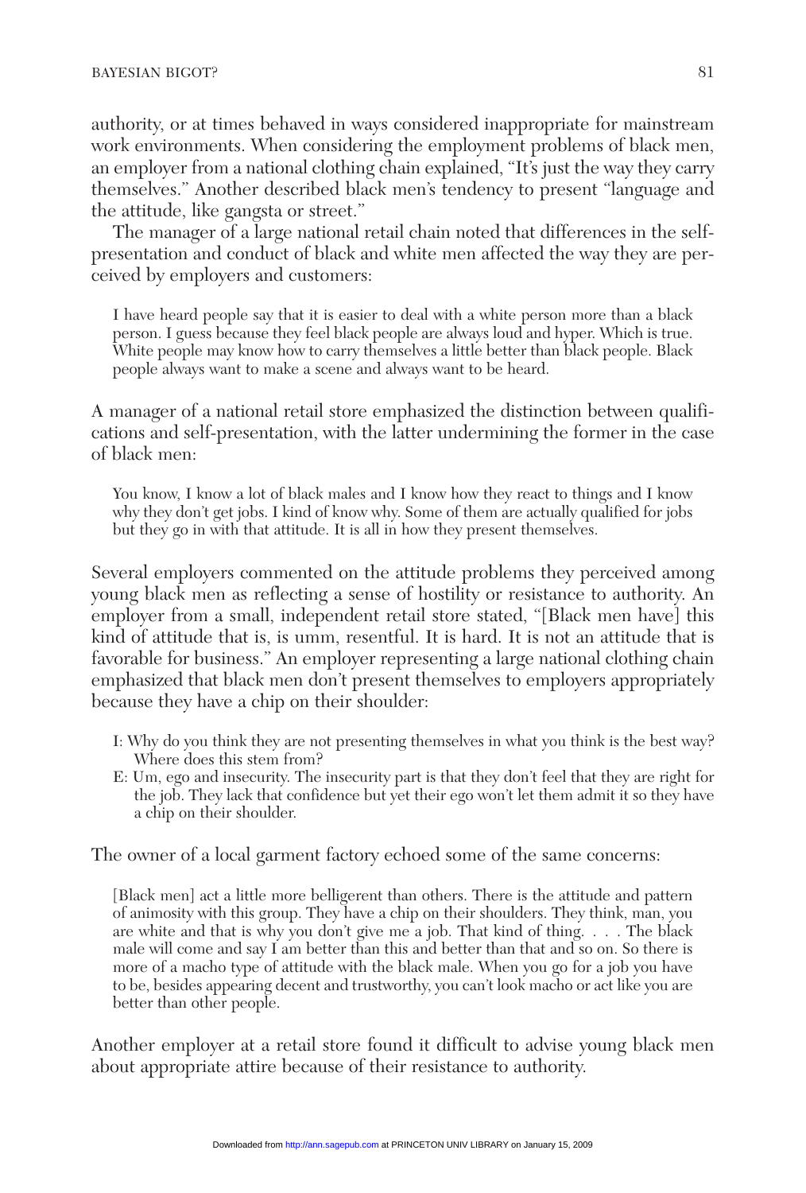authority, or at times behaved in ways considered inappropriate for mainstream work environments. When considering the employment problems of black men, an employer from a national clothing chain explained, "It's just the way they carry themselves." Another described black men's tendency to present "language and the attitude, like gangsta or street."

The manager of a large national retail chain noted that differences in the self-presentation and conduct of black and white men affected the way they are perceived by employers and customers:

> I have heard people say that it is easier to deal with a white person more than a black person. I guess because they feel black people are always loud and hyper. Which is true. White people may know how to carry themselves a little better than black people. Black people always want to make a scene and always want to be heard.

A manager of a national retail store emphasized the distinction between qualifications and self-presentation, with the latter undermining the former in the case of black men:

> You know, I know a lot of black males and I know how they react to things and I know why they don't get jobs. I kind of know why. Some of them are actually qualified for jobs but they go in with that attitude. It is all in how they present themselves.

Several employers commented on the attitude problems they perceived among young black men as reflecting a sense of hostility or resistance to authority. An employer from a small, independent retail store stated, "[Black men have] this kind of attitude that is, is umm, resentful. It is hard. It is not an attitude that is favorable for business." An employer representing a large national clothing chain emphasized that black men don't present themselves to employers appropriately because they have a chip on their shoulder:

> I: Why do you think they are not presenting themselves in what you think is the best way? Where does this stem from?
>
> E: Um, ego and insecurity. The insecurity part is that they don't feel that they are right for the job. They lack that confidence but yet their ego won't let them admit it so they have a chip on their shoulder.

The owner of a local garment factory echoed some of the same concerns:

> [Black men] act a little more belligerent than others. There is the attitude and pattern of animosity with this group. They have a chip on their shoulders. They think, man, you are white and that is why you don't give me a job. That kind of thing. . . . The black male will come and say I am better than this and better than that and so on. So there is more of a macho type of attitude with the black male. When you go for a job you have to be, besides appearing decent and trustworthy, you can't look macho or act like you are better than other people.

Another employer at a retail store found it difficult to advise young black men about appropriate attire because of their resistance to authority.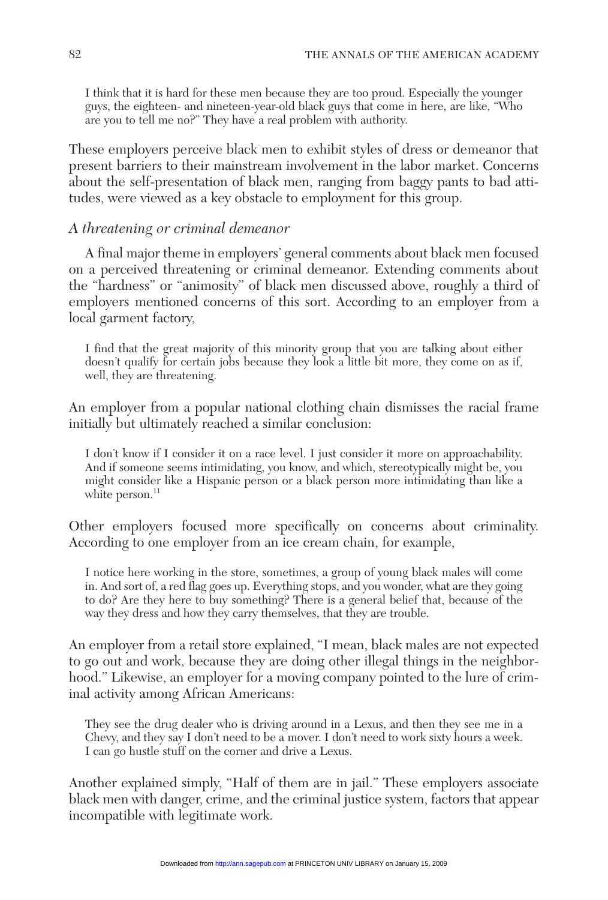> I think that it is hard for these men because they are too proud. Especially the younger guys, the eighteen- and nineteen-year-old black guys that come in here, are like, "Who are you to tell me no?" They have a real problem with authority.

These employers perceive black men to exhibit styles of dress or demeanor that present barriers to their mainstream involvement in the labor market. Concerns about the self-presentation of black men, ranging from baggy pants to bad attitudes, were viewed as a key obstacle to employment for this group.

### *A threatening or criminal demeanor*

A final major theme in employers' general comments about black men focused on a perceived threatening or criminal demeanor. Extending comments about the "hardness" or "animosity" of black men discussed above, roughly a third of employers mentioned concerns of this sort. According to an employer from a local garment factory,

> I find that the great majority of this minority group that you are talking about either doesn't qualify for certain jobs because they look a little bit more, they come on as if, well, they are threatening.

An employer from a popular national clothing chain dismisses the racial frame initially but ultimately reached a similar conclusion:

> I don't know if I consider it on a race level. I just consider it more on approachability. And if someone seems intimidating, you know, and which, stereotypically might be, you might consider like a Hispanic person or a black person more intimidating than like a white person.[11]

Other employers focused more specifically on concerns about criminality. According to one employer from an ice cream chain, for example,

> I notice here working in the store, sometimes, a group of young black males will come in. And sort of, a red flag goes up. Everything stops, and you wonder, what are they going to do? Are they here to buy something? There is a general belief that, because of the way they dress and how they carry themselves, that they are trouble.

An employer from a retail store explained, "I mean, black males are not expected to go out and work, because they are doing other illegal things in the neighborhood." Likewise, an employer for a moving company pointed to the lure of criminal activity among African Americans:

> They see the drug dealer who is driving around in a Lexus, and then they see me in a Chevy, and they say I don't need to be a mover. I don't need to work sixty hours a week. I can go hustle stuff on the corner and drive a Lexus.

Another explained simply, "Half of them are in jail." These employers associate black men with danger, crime, and the criminal justice system, factors that appear incompatible with legitimate work.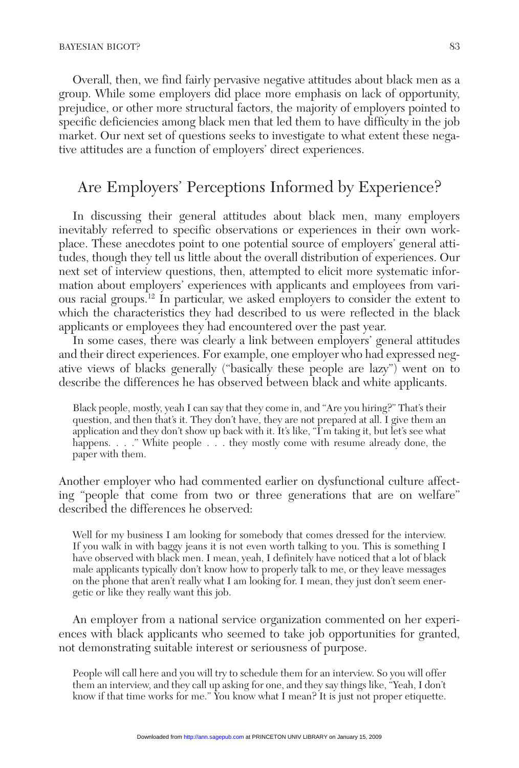Overall, then, we find fairly pervasive negative attitudes about black men as a group. While some employers did place more emphasis on lack of opportunity, prejudice, or other more structural factors, the majority of employers pointed to specific deficiencies among black men that led them to have difficulty in the job market. Our next set of questions seeks to investigate to what extent these negative attitudes are a function of employers' direct experiences.

## Are Employers' Perceptions Informed by Experience?

In discussing their general attitudes about black men, many employers inevitably referred to specific observations or experiences in their own workplace. These anecdotes point to one potential source of employers' general attitudes, though they tell us little about the overall distribution of experiences. Our next set of interview questions, then, attempted to elicit more systematic information about employers' experiences with applicants and employees from various racial groups.[12] In particular, we asked employers to consider the extent to which the characteristics they had described to us were reflected in the black applicants or employees they had encountered over the past year.

In some cases, there was clearly a link between employers' general attitudes and their direct experiences. For example, one employer who had expressed negative views of blacks generally ("basically these people are lazy") went on to describe the differences he has observed between black and white applicants.

> Black people, mostly, yeah I can say that they come in, and "Are you hiring?" That's their question, and then that's it. They don't have, they are not prepared at all. I give them an application and they don't show up back with it. It's like, "I'm taking it, but let's see what happens. . . ." White people . . . they mostly come with resume already done, the paper with them.

Another employer who had commented earlier on dysfunctional culture affecting "people that come from two or three generations that are on welfare" described the differences he observed:

> Well for my business I am looking for somebody that comes dressed for the interview. If you walk in with baggy jeans it is not even worth talking to you. This is something I have observed with black men. I mean, yeah, I definitely have noticed that a lot of black male applicants typically don't know how to properly talk to me, or they leave messages on the phone that aren't really what I am looking for. I mean, they just don't seem energetic or like they really want this job.

An employer from a national service organization commented on her experiences with black applicants who seemed to take job opportunities for granted, not demonstrating suitable interest or seriousness of purpose.

> People will call here and you will try to schedule them for an interview. So you will offer them an interview, and they call up asking for one, and they say things like, "Yeah, I don't know if that time works for me." You know what I mean? It is just not proper etiquette.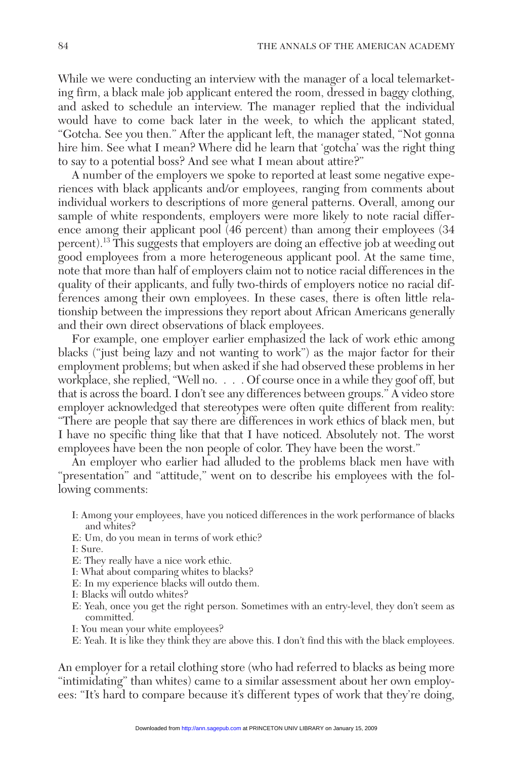While we were conducting an interview with the manager of a local telemarketing firm, a black male job applicant entered the room, dressed in baggy clothing, and asked to schedule an interview. The manager replied that the individual would have to come back later in the week, to which the applicant stated, "Gotcha. See you then." After the applicant left, the manager stated, "Not gonna hire him. See what I mean? Where did he learn that 'gotcha' was the right thing to say to a potential boss? And see what I mean about attire?"

A number of the employers we spoke to reported at least some negative experiences with black applicants and/or employees, ranging from comments about individual workers to descriptions of more general patterns. Overall, among our sample of white respondents, employers were more likely to note racial difference among their applicant pool (46 percent) than among their employees (34 percent).[13] This suggests that employers are doing an effective job at weeding out good employees from a more heterogeneous applicant pool. At the same time, note that more than half of employers claim not to notice racial differences in the quality of their applicants, and fully two-thirds of employers notice no racial differences among their own employees. In these cases, there is often little relationship between the impressions they report about African Americans generally and their own direct observations of black employees.

For example, one employer earlier emphasized the lack of work ethic among blacks ("just being lazy and not wanting to work") as the major factor for their employment problems; but when asked if she had observed these problems in her workplace, she replied, "Well no. . . . Of course once in a while they goof off, but that is across the board. I don't see any differences between groups." A video store employer acknowledged that stereotypes were often quite different from reality: "There are people that say there are differences in work ethics of black men, but I have no specific thing like that that I have noticed. Absolutely not. The worst employees have been the non people of color. They have been the worst."

An employer who earlier had alluded to the problems black men have with "presentation" and "attitude," went on to describe his employees with the following comments:

> I: Among your employees, have you noticed differences in the work performance of blacks and whites?
>
> E: Um, do you mean in terms of work ethic?
>
> I: Sure.
>
> E: They really have a nice work ethic.
>
> I: What about comparing whites to blacks?
>
> E: In my experience blacks will outdo them.
>
> I: Blacks will outdo whites?
>
> E: Yeah, once you get the right person. Sometimes with an entry-level, they don't seem as committed.
>
> I: You mean your white employees?
>
> E: Yeah. It is like they think they are above this. I don't find this with the black employees.

An employer for a retail clothing store (who had referred to blacks as being more "intimidating" than whites) came to a similar assessment about her own employees: "It's hard to compare because it's different types of work that they're doing,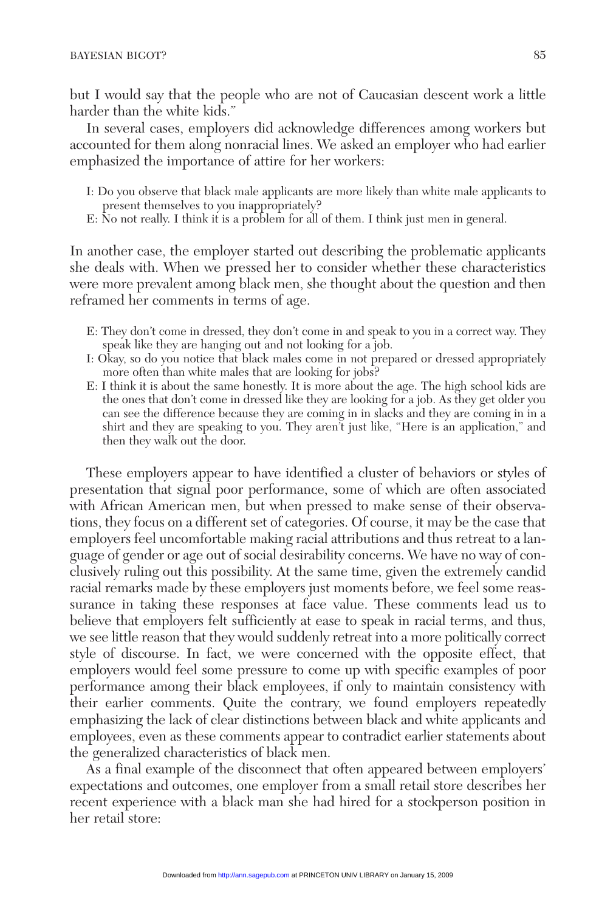but I would say that the people who are not of Caucasian descent work a little harder than the white kids."

In several cases, employers did acknowledge differences among workers but accounted for them along nonracial lines. We asked an employer who had earlier emphasized the importance of attire for her workers:

> I: Do you observe that black male applicants are more likely than white male applicants to present themselves to you inappropriately?
>
> E: No not really. I think it is a problem for all of them. I think just men in general.

In another case, the employer started out describing the problematic applicants she deals with. When we pressed her to consider whether these characteristics were more prevalent among black men, she thought about the question and then reframed her comments in terms of age.

> E: They don't come in dressed, they don't come in and speak to you in a correct way. They speak like they are hanging out and not looking for a job.
>
> I: Okay, so do you notice that black males come in not prepared or dressed appropriately more often than white males that are looking for jobs?
>
> E: I think it is about the same honestly. It is more about the age. The high school kids are the ones that don't come in dressed like they are looking for a job. As they get older you can see the difference because they are coming in in slacks and they are coming in in a shirt and they are speaking to you. They aren't just like, "Here is an application," and then they walk out the door.

These employers appear to have identified a cluster of behaviors or styles of presentation that signal poor performance, some of which are often associated with African American men, but when pressed to make sense of their observations, they focus on a different set of categories. Of course, it may be the case that employers feel uncomfortable making racial attributions and thus retreat to a language of gender or age out of social desirability concerns. We have no way of conclusively ruling out this possibility. At the same time, given the extremely candid racial remarks made by these employers just moments before, we feel some reassurance in taking these responses at face value. These comments lead us to believe that employers felt sufficiently at ease to speak in racial terms, and thus, we see little reason that they would suddenly retreat into a more politically correct style of discourse. In fact, we were concerned with the opposite effect, that employers would feel some pressure to come up with specific examples of poor performance among their black employees, if only to maintain consistency with their earlier comments. Quite the contrary, we found employers repeatedly emphasizing the lack of clear distinctions between black and white applicants and employees, even as these comments appear to contradict earlier statements about the generalized characteristics of black men.

As a final example of the disconnect that often appeared between employers' expectations and outcomes, one employer from a small retail store describes her recent experience with a black man she had hired for a stockperson position in her retail store: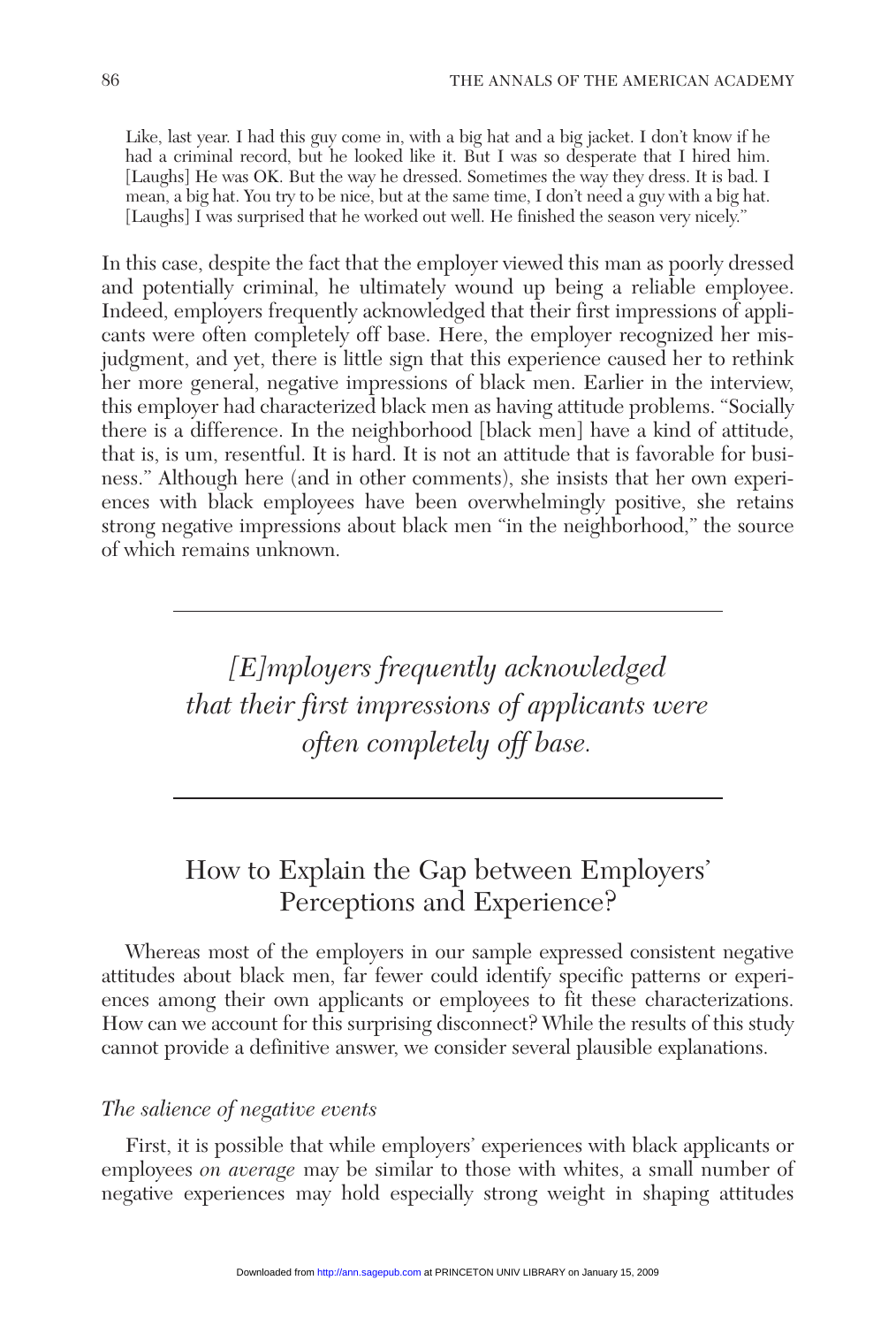> Like, last year. I had this guy come in, with a big hat and a big jacket. I don't know if he had a criminal record, but he looked like it. But I was so desperate that I hired him. [Laughs] He was OK. But the way he dressed. Sometimes the way they dress. It is bad. I mean, a big hat. You try to be nice, but at the same time, I don't need a guy with a big hat. [Laughs] I was surprised that he worked out well. He finished the season very nicely."

In this case, despite the fact that the employer viewed this man as poorly dressed and potentially criminal, he ultimately wound up being a reliable employee. Indeed, employers frequently acknowledged that their first impressions of applicants were often completely off base. Here, the employer recognized her misjudgment, and yet, there is little sign that this experience caused her to rethink her more general, negative impressions of black men. Earlier in the interview, this employer had characterized black men as having attitude problems. "Socially there is a difference. In the neighborhood [black men] have a kind of attitude, that is, is um, resentful. It is hard. It is not an attitude that is favorable for business." Although here (and in other comments), she insists that her own experiences with black employees have been overwhelmingly positive, she retains strong negative impressions about black men "in the neighborhood," the source of which remains unknown.

> *[E]mployers frequently acknowledged that their first impressions of applicants were often completely off base.*

## How to Explain the Gap between Employers' Perceptions and Experience?

Whereas most of the employers in our sample expressed consistent negative attitudes about black men, far fewer could identify specific patterns or experiences among their own applicants or employees to fit these characterizations. How can we account for this surprising disconnect? While the results of this study cannot provide a definitive answer, we consider several plausible explanations.

### *The salience of negative events*

First, it is possible that while employers' experiences with black applicants or employees *on average* may be similar to those with whites, a small number of negative experiences may hold especially strong weight in shaping attitudes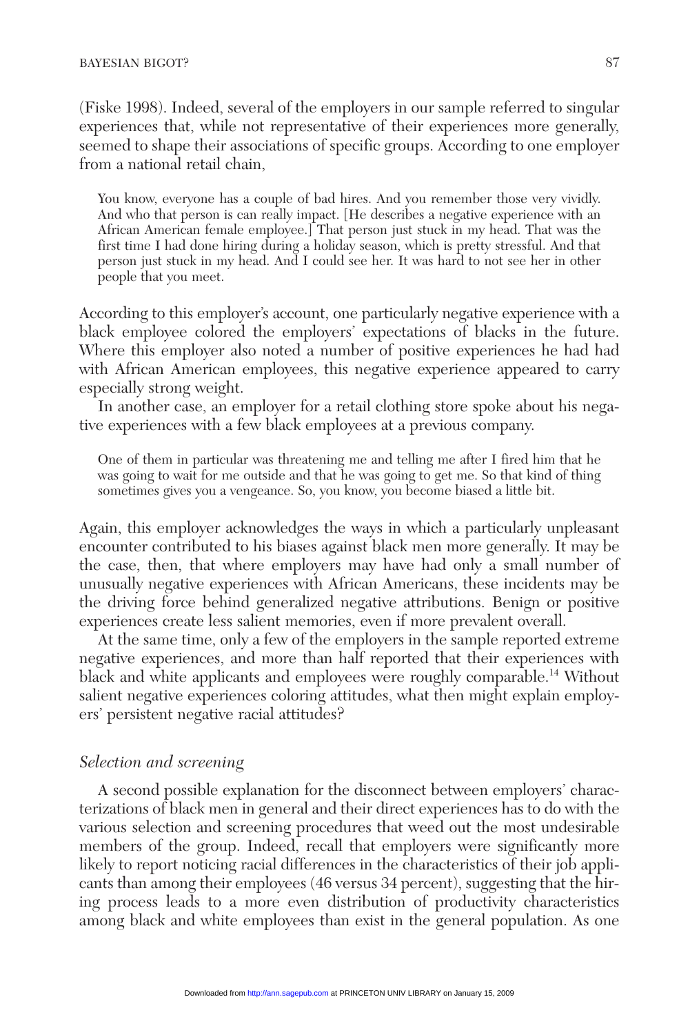(Fiske 1998). Indeed, several of the employers in our sample referred to singular experiences that, while not representative of their experiences more generally, seemed to shape their associations of specific groups. According to one employer from a national retail chain,

> You know, everyone has a couple of bad hires. And you remember those very vividly. And who that person is can really impact. [He describes a negative experience with an African American female employee.] That person just stuck in my head. That was the first time I had done hiring during a holiday season, which is pretty stressful. And that person just stuck in my head. And I could see her. It was hard to not see her in other people that you meet.

According to this employer's account, one particularly negative experience with a black employee colored the employers' expectations of blacks in the future. Where this employer also noted a number of positive experiences he had had with African American employees, this negative experience appeared to carry especially strong weight.

In another case, an employer for a retail clothing store spoke about his negative experiences with a few black employees at a previous company.

> One of them in particular was threatening me and telling me after I fired him that he was going to wait for me outside and that he was going to get me. So that kind of thing sometimes gives you a vengeance. So, you know, you become biased a little bit.

Again, this employer acknowledges the ways in which a particularly unpleasant encounter contributed to his biases against black men more generally. It may be the case, then, that where employers may have had only a small number of unusually negative experiences with African Americans, these incidents may be the driving force behind generalized negative attributions. Benign or positive experiences create less salient memories, even if more prevalent overall.

At the same time, only a few of the employers in the sample reported extreme negative experiences, and more than half reported that their experiences with black and white applicants and employees were roughly comparable.[14] Without salient negative experiences coloring attitudes, what then might explain employers' persistent negative racial attitudes?

### *Selection and screening*

A second possible explanation for the disconnect between employers' characterizations of black men in general and their direct experiences has to do with the various selection and screening procedures that weed out the most undesirable members of the group. Indeed, recall that employers were significantly more likely to report noticing racial differences in the characteristics of their job applicants than among their employees (46 versus 34 percent), suggesting that the hiring process leads to a more even distribution of productivity characteristics among black and white employees than exist in the general population. As one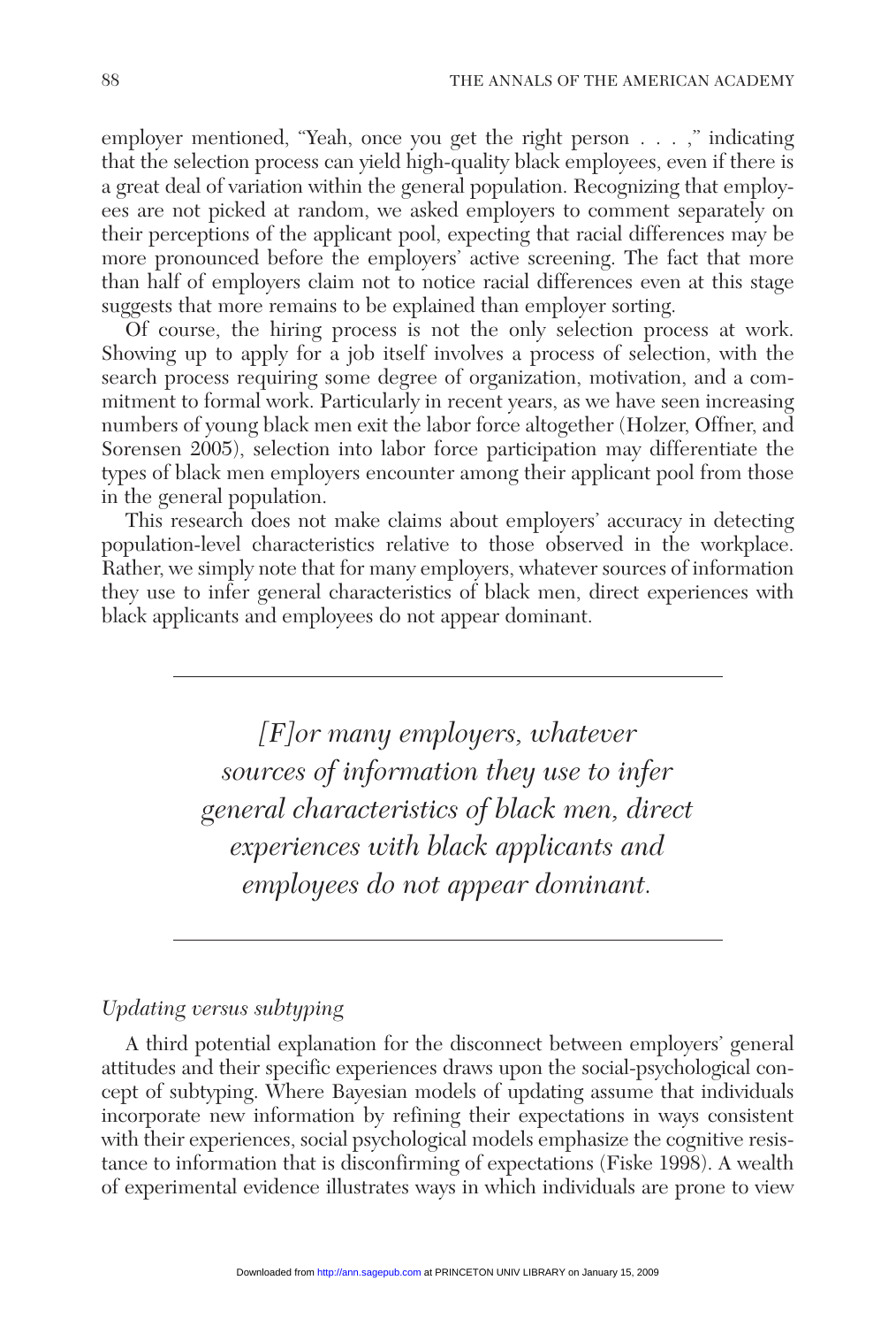employer mentioned, "Yeah, once you get the right person . . . ," indicating that the selection process can yield high-quality black employees, even if there is a great deal of variation within the general population. Recognizing that employees are not picked at random, we asked employers to comment separately on their perceptions of the applicant pool, expecting that racial differences may be more pronounced before the employers' active screening. The fact that more than half of employers claim not to notice racial differences even at this stage suggests that more remains to be explained than employer sorting.

Of course, the hiring process is not the only selection process at work. Showing up to apply for a job itself involves a process of selection, with the search process requiring some degree of organization, motivation, and a commitment to formal work. Particularly in recent years, as we have seen increasing numbers of young black men exit the labor force altogether (Holzer, Offner, and Sorensen 2005), selection into labor force participation may differentiate the types of black men employers encounter among their applicant pool from those in the general population.

This research does not make claims about employers' accuracy in detecting population-level characteristics relative to those observed in the workplace. Rather, we simply note that for many employers, whatever sources of information they use to infer general characteristics of black men, direct experiences with black applicants and employees do not appear dominant.

> *[F]or many employers, whatever sources of information they use to infer general characteristics of black men, direct experiences with black applicants and employees do not appear dominant.*

### *Updating versus subtyping*

A third potential explanation for the disconnect between employers' general attitudes and their specific experiences draws upon the social-psychological concept of subtyping. Where Bayesian models of updating assume that individuals incorporate new information by refining their expectations in ways consistent with their experiences, social psychological models emphasize the cognitive resistance to information that is disconfirming of expectations (Fiske 1998). A wealth of experimental evidence illustrates ways in which individuals are prone to view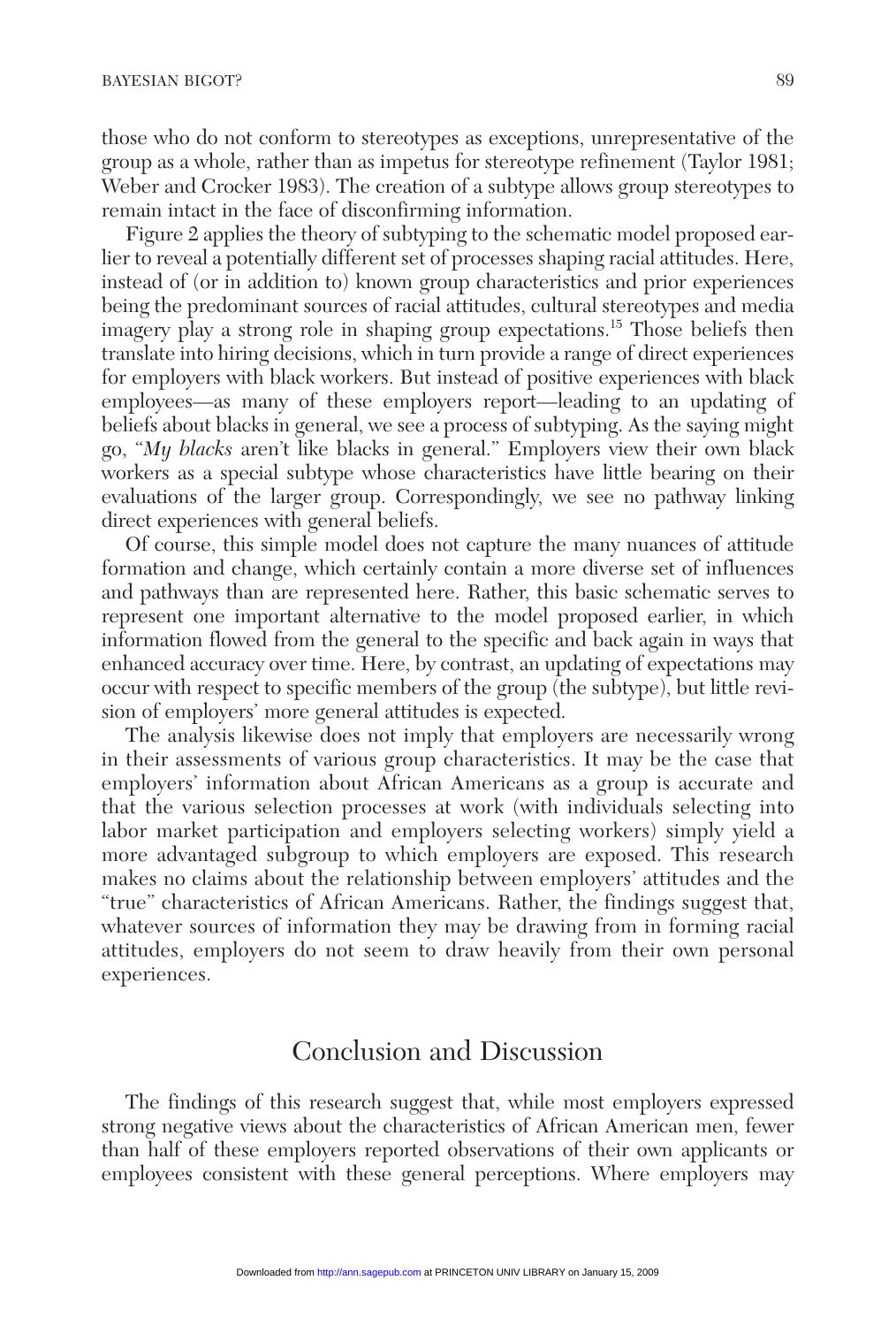those who do not conform to stereotypes as exceptions, unrepresentative of the group as a whole, rather than as impetus for stereotype refinement (Taylor 1981; Weber and Crocker 1983). The creation of a subtype allows group stereotypes to remain intact in the face of disconfirming information.

Figure 2 applies the theory of subtyping to the schematic model proposed earlier to reveal a potentially different set of processes shaping racial attitudes. Here, instead of (or in addition to) known group characteristics and prior experiences being the predominant sources of racial attitudes, cultural stereotypes and media imagery play a strong role in shaping group expectations.[15] Those beliefs then translate into hiring decisions, which in turn provide a range of direct experiences for employers with black workers. But instead of positive experiences with black employees—as many of these employers report—leading to an updating of beliefs about blacks in general, we see a process of subtyping. As the saying might go, "*My blacks* aren't like blacks in general." Employers view their own black workers as a special subtype whose characteristics have little bearing on their evaluations of the larger group. Correspondingly, we see no pathway linking direct experiences with general beliefs.

Of course, this simple model does not capture the many nuances of attitude formation and change, which certainly contain a more diverse set of influences and pathways than are represented here. Rather, this basic schematic serves to represent one important alternative to the model proposed earlier, in which information flowed from the general to the specific and back again in ways that enhanced accuracy over time. Here, by contrast, an updating of expectations may occur with respect to specific members of the group (the subtype), but little revision of employers' more general attitudes is expected.

The analysis likewise does not imply that employers are necessarily wrong in their assessments of various group characteristics. It may be the case that employers' information about African Americans as a group is accurate and that the various selection processes at work (with individuals selecting into labor market participation and employers selecting workers) simply yield a more advantaged subgroup to which employers are exposed. This research makes no claims about the relationship between employers' attitudes and the "true" characteristics of African Americans. Rather, the findings suggest that, whatever sources of information they may be drawing from in forming racial attitudes, employers do not seem to draw heavily from their own personal experiences.

## Conclusion and Discussion

The findings of this research suggest that, while most employers expressed strong negative views about the characteristics of African American men, fewer than half of these employers reported observations of their own applicants or employees consistent with these general perceptions. Where employers may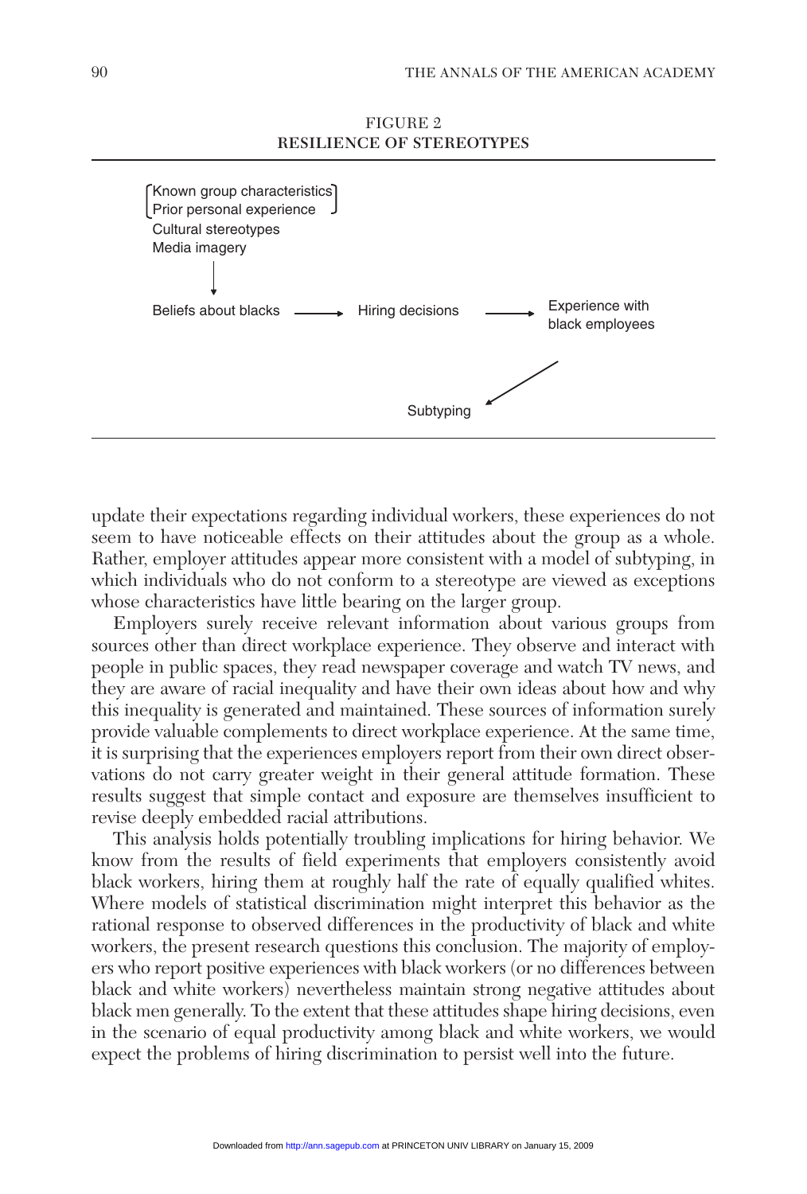FIGURE 2
RESILIENCE OF STEREOTYPES

```
⎡Known group characteristics⎤
⎣Prior personal experience  ⎦
 Cultural stereotypes
 Media imagery
        |
        v
 Beliefs about blacks  ------>  Hiring decisions  ------>  Experience with
                                                          black employees
                                                               /
                                                              v
                                         Subtyping
```

update their expectations regarding individual workers, these experiences do not seem to have noticeable effects on their attitudes about the group as a whole. Rather, employer attitudes appear more consistent with a model of subtyping, in which individuals who do not conform to a stereotype are viewed as exceptions whose characteristics have little bearing on the larger group.

Employers surely receive relevant information about various groups from sources other than direct workplace experience. They observe and interact with people in public spaces, they read newspaper coverage and watch TV news, and they are aware of racial inequality and have their own ideas about how and why this inequality is generated and maintained. These sources of information surely provide valuable complements to direct workplace experience. At the same time, it is surprising that the experiences employers report from their own direct observations do not carry greater weight in their general attitude formation. These results suggest that simple contact and exposure are themselves insufficient to revise deeply embedded racial attributions.

This analysis holds potentially troubling implications for hiring behavior. We know from the results of field experiments that employers consistently avoid black workers, hiring them at roughly half the rate of equally qualified whites. Where models of statistical discrimination might interpret this behavior as the rational response to observed differences in the productivity of black and white workers, the present research questions this conclusion. The majority of employers who report positive experiences with black workers (or no differences between black and white workers) nevertheless maintain strong negative attitudes about black men generally. To the extent that these attitudes shape hiring decisions, even in the scenario of equal productivity among black and white workers, we would expect the problems of hiring discrimination to persist well into the future.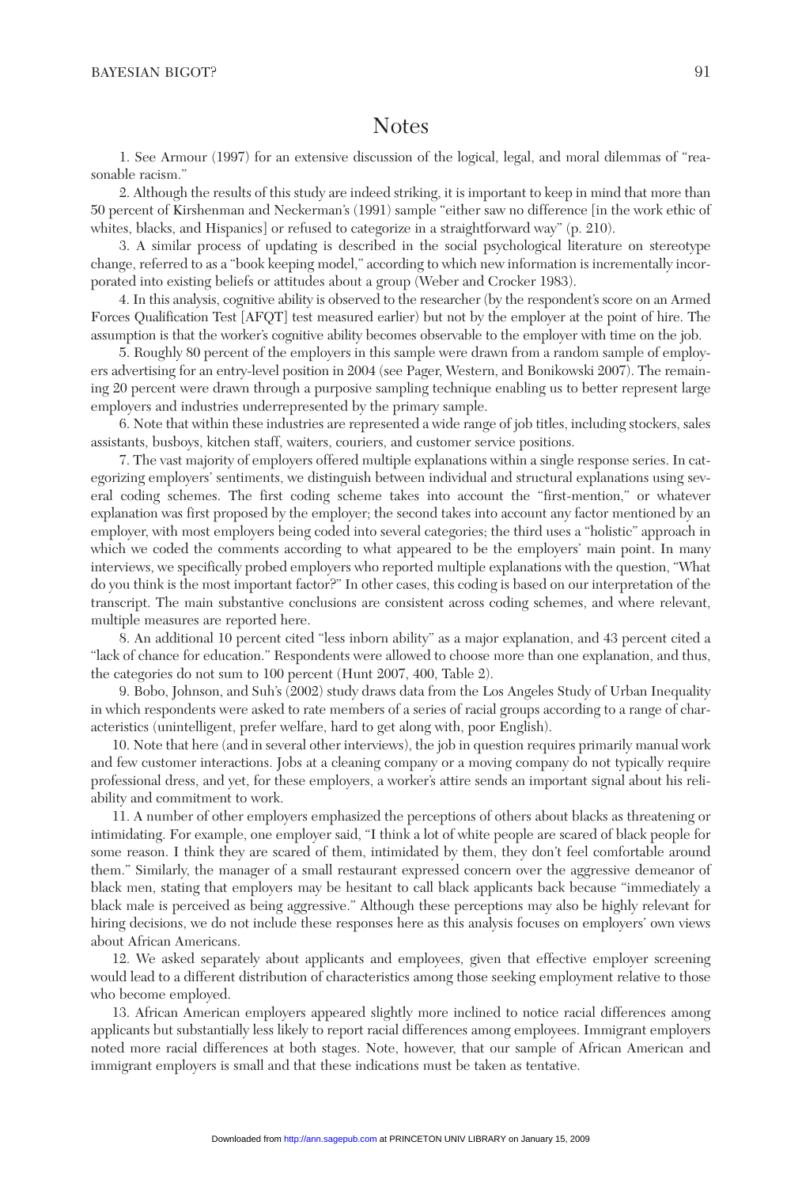# Notes

1. See Armour (1997) for an extensive discussion of the logical, legal, and moral dilemmas of "reasonable racism."

2. Although the results of this study are indeed striking, it is important to keep in mind that more than 50 percent of Kirshenman and Neckerman's (1991) sample "either saw no difference [in the work ethic of whites, blacks, and Hispanics] or refused to categorize in a straightforward way" (p. 210).

3. A similar process of updating is described in the social psychological literature on stereotype change, referred to as a "book keeping model," according to which new information is incrementally incorporated into existing beliefs or attitudes about a group (Weber and Crocker 1983).

4. In this analysis, cognitive ability is observed to the researcher (by the respondent's score on an Armed Forces Qualification Test [AFQT] test measured earlier) but not by the employer at the point of hire. The assumption is that the worker's cognitive ability becomes observable to the employer with time on the job.

5. Roughly 80 percent of the employers in this sample were drawn from a random sample of employers advertising for an entry-level position in 2004 (see Pager, Western, and Bonikowski 2007). The remaining 20 percent were drawn through a purposive sampling technique enabling us to better represent large employers and industries underrepresented by the primary sample.

6. Note that within these industries are represented a wide range of job titles, including stockers, sales assistants, busboys, kitchen staff, waiters, couriers, and customer service positions.

7. The vast majority of employers offered multiple explanations within a single response series. In categorizing employers' sentiments, we distinguish between individual and structural explanations using several coding schemes. The first coding scheme takes into account the "first-mention," or whatever explanation was first proposed by the employer; the second takes into account any factor mentioned by an employer, with most employers being coded into several categories; the third uses a "holistic" approach in which we coded the comments according to what appeared to be the employers' main point. In many interviews, we specifically probed employers who reported multiple explanations with the question, "What do you think is the most important factor?" In other cases, this coding is based on our interpretation of the transcript. The main substantive conclusions are consistent across coding schemes, and where relevant, multiple measures are reported here.

8. An additional 10 percent cited "less inborn ability" as a major explanation, and 43 percent cited a "lack of chance for education." Respondents were allowed to choose more than one explanation, and thus, the categories do not sum to 100 percent (Hunt 2007, 400, Table 2).

9. Bobo, Johnson, and Suh's (2002) study draws data from the Los Angeles Study of Urban Inequality in which respondents were asked to rate members of a series of racial groups according to a range of characteristics (unintelligent, prefer welfare, hard to get along with, poor English).

10. Note that here (and in several other interviews), the job in question requires primarily manual work and few customer interactions. Jobs at a cleaning company or a moving company do not typically require professional dress, and yet, for these employers, a worker's attire sends an important signal about his reliability and commitment to work.

11. A number of other employers emphasized the perceptions of others about blacks as threatening or intimidating. For example, one employer said, "I think a lot of white people are scared of black people for some reason. I think they are scared of them, intimidated by them, they don't feel comfortable around them." Similarly, the manager of a small restaurant expressed concern over the aggressive demeanor of black men, stating that employers may be hesitant to call black applicants back because "immediately a black male is perceived as being aggressive." Although these perceptions may also be highly relevant for hiring decisions, we do not include these responses here as this analysis focuses on employers' own views about African Americans.

12. We asked separately about applicants and employees, given that effective employer screening would lead to a different distribution of characteristics among those seeking employment relative to those who become employed.

13. African American employers appeared slightly more inclined to notice racial differences among applicants but substantially less likely to report racial differences among employees. Immigrant employers noted more racial differences at both stages. Note, however, that our sample of African American and immigrant employers is small and that these indications must be taken as tentative.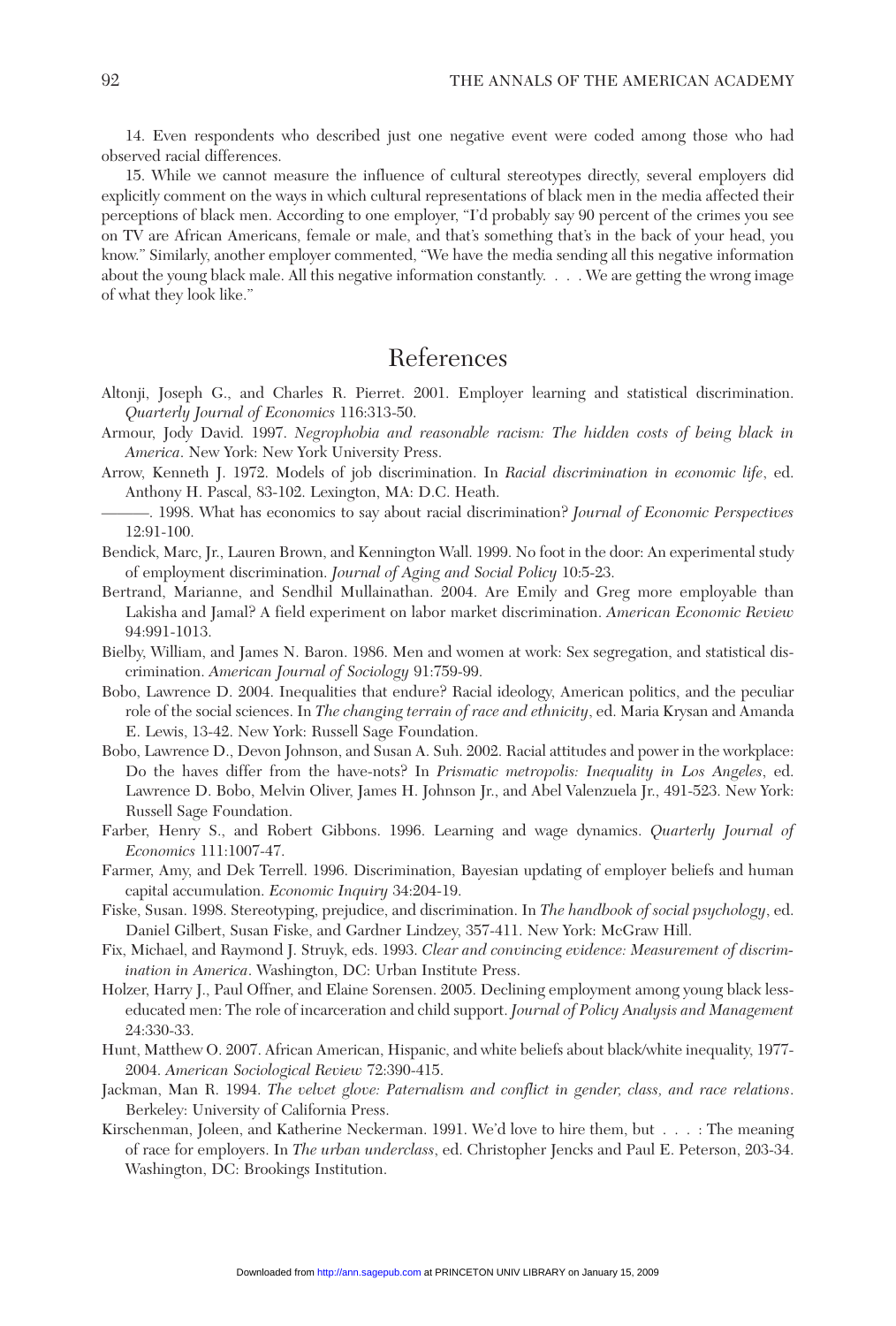14. Even respondents who described just one negative event were coded among those who had observed racial differences.

15. While we cannot measure the influence of cultural stereotypes directly, several employers did explicitly comment on the ways in which cultural representations of black men in the media affected their perceptions of black men. According to one employer, "I'd probably say 90 percent of the crimes you see on TV are African Americans, female or male, and that's something that's in the back of your head, you know." Similarly, another employer commented, "We have the media sending all this negative information about the young black male. All this negative information constantly. . . . We are getting the wrong image of what they look like."

## References

Altonji, Joseph G., and Charles R. Pierret. 2001. Employer learning and statistical discrimination. *Quarterly Journal of Economics* 116:313-50.

Armour, Jody David. 1997. *Negrophobia and reasonable racism: The hidden costs of being black in America*. New York: New York University Press.

Arrow, Kenneth J. 1972. Models of job discrimination. In *Racial discrimination in economic life*, ed. Anthony H. Pascal, 83-102. Lexington, MA: D.C. Heath.

———. 1998. What has economics to say about racial discrimination? *Journal of Economic Perspectives* 12:91-100.

Bendick, Marc, Jr., Lauren Brown, and Kennington Wall. 1999. No foot in the door: An experimental study of employment discrimination. *Journal of Aging and Social Policy* 10:5-23.

Bertrand, Marianne, and Sendhil Mullainathan. 2004. Are Emily and Greg more employable than Lakisha and Jamal? A field experiment on labor market discrimination. *American Economic Review* 94:991-1013.

Bielby, William, and James N. Baron. 1986. Men and women at work: Sex segregation, and statistical discrimination. *American Journal of Sociology* 91:759-99.

Bobo, Lawrence D. 2004. Inequalities that endure? Racial ideology, American politics, and the peculiar role of the social sciences. In *The changing terrain of race and ethnicity*, ed. Maria Krysan and Amanda E. Lewis, 13-42. New York: Russell Sage Foundation.

Bobo, Lawrence D., Devon Johnson, and Susan A. Suh. 2002. Racial attitudes and power in the workplace: Do the haves differ from the have-nots? In *Prismatic metropolis: Inequality in Los Angeles*, ed. Lawrence D. Bobo, Melvin Oliver, James H. Johnson Jr., and Abel Valenzuela Jr., 491-523. New York: Russell Sage Foundation.

Farber, Henry S., and Robert Gibbons. 1996. Learning and wage dynamics. *Quarterly Journal of Economics* 111:1007-47.

Farmer, Amy, and Dek Terrell. 1996. Discrimination, Bayesian updating of employer beliefs and human capital accumulation. *Economic Inquiry* 34:204-19.

Fiske, Susan. 1998. Stereotyping, prejudice, and discrimination. In *The handbook of social psychology*, ed. Daniel Gilbert, Susan Fiske, and Gardner Lindzey, 357-411. New York: McGraw Hill.

Fix, Michael, and Raymond J. Struyk, eds. 1993. *Clear and convincing evidence: Measurement of discrimination in America*. Washington, DC: Urban Institute Press.

Holzer, Harry J., Paul Offner, and Elaine Sorensen. 2005. Declining employment among young black less-educated men: The role of incarceration and child support. *Journal of Policy Analysis and Management* 24:330-33.

Hunt, Matthew O. 2007. African American, Hispanic, and white beliefs about black/white inequality, 1977-2004. *American Sociological Review* 72:390-415.

Jackman, Man R. 1994. *The velvet glove: Paternalism and conflict in gender, class, and race relations*. Berkeley: University of California Press.

Kirschenman, Joleen, and Katherine Neckerman. 1991. We'd love to hire them, but . . . : The meaning of race for employers. In *The urban underclass*, ed. Christopher Jencks and Paul E. Peterson, 203-34. Washington, DC: Brookings Institution.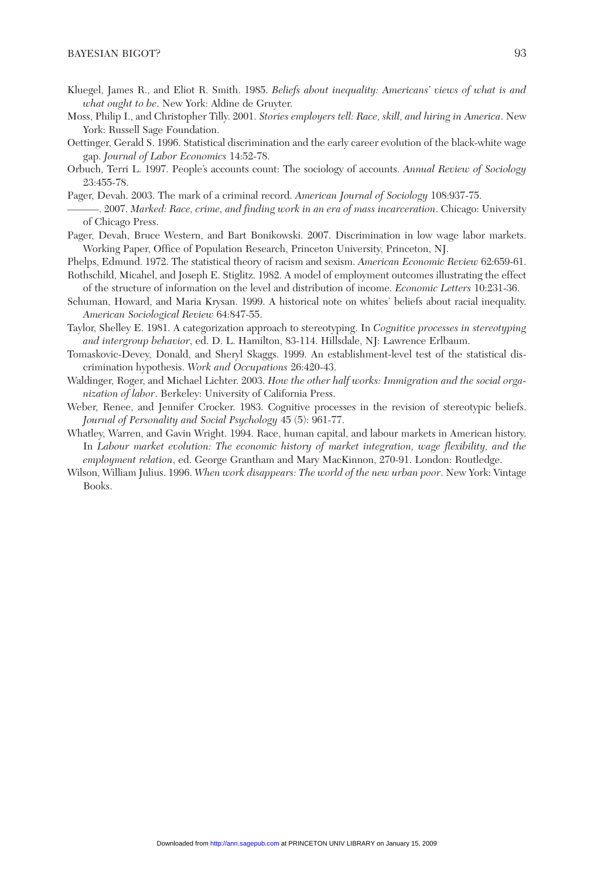Kluegel, James R., and Eliot R. Smith. 1985. *Beliefs about inequality: Americans' views of what is and what ought to be*. New York: Aldine de Gruyter.

Moss, Philip I., and Christopher Tilly. 2001. *Stories employers tell: Race, skill, and hiring in America*. New York: Russell Sage Foundation.

Oettinger, Gerald S. 1996. Statistical discrimination and the early career evolution of the black-white wage gap. *Journal of Labor Economics* 14:52-78.

Orbuch, Terri L. 1997. People's accounts count: The sociology of accounts. *Annual Review of Sociology* 23:455-78.

Pager, Devah. 2003. The mark of a criminal record. *American Journal of Sociology* 108:937-75.

———. 2007. *Marked: Race, crime, and finding work in an era of mass incarceration*. Chicago: University of Chicago Press.

Pager, Devah, Bruce Western, and Bart Bonikowski. 2007. Discrimination in low wage labor markets. Working Paper, Office of Population Research, Princeton University, Princeton, NJ.

Phelps, Edmund. 1972. The statistical theory of racism and sexism. *American Economic Review* 62:659-61.

Rothschild, Micahel, and Joseph E. Stiglitz. 1982. A model of employment outcomes illustrating the effect of the structure of information on the level and distribution of income. *Economic Letters* 10:231-36.

Schuman, Howard, and Maria Krysan. 1999. A historical note on whites' beliefs about racial inequality. *American Sociological Review* 64:847-55.

Taylor, Shelley E. 1981. A categorization approach to stereotyping. In *Cognitive processes in stereotyping and intergroup behavior*, ed. D. L. Hamilton, 83-114. Hillsdale, NJ: Lawrence Erlbaum.

Tomaskovic-Devey, Donald, and Sheryl Skaggs. 1999. An establishment-level test of the statistical discrimination hypothesis. *Work and Occupations* 26:420-43.

Waldinger, Roger, and Michael Lichter. 2003. *How the other half works: Immigration and the social organization of labor*. Berkeley: University of California Press.

Weber, Renee, and Jennifer Crocker. 1983. Cognitive processes in the revision of stereotypic beliefs. *Journal of Personality and Social Psychology* 45 (5): 961-77.

Whatley, Warren, and Gavin Wright. 1994. Race, human capital, and labour markets in American history. In *Labour market evolution: The economic history of market integration, wage flexibility, and the employment relation*, ed. George Grantham and Mary MacKinnon, 270-91. London: Routledge.

Wilson, William Julius. 1996. *When work disappears: The world of the new urban poor*. New York: Vintage Books.